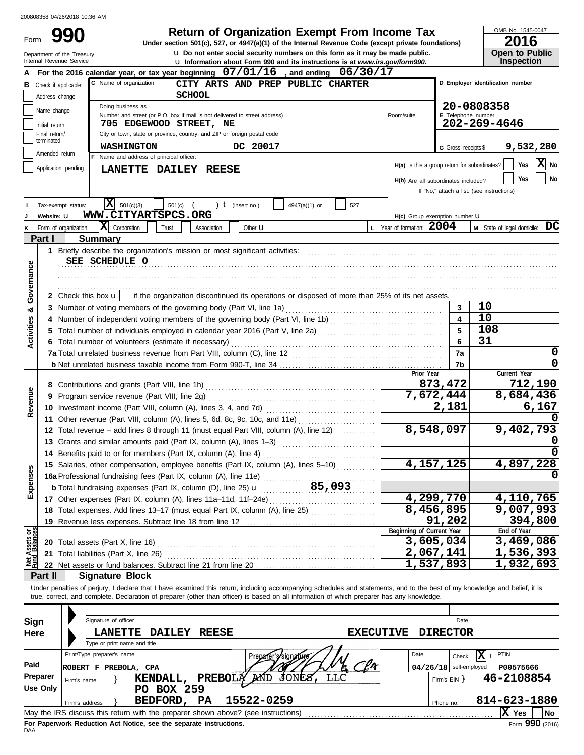200808358 04/26/2018 10:36 AM

# Form 990 — Return of Organization Exempt From Income Tax

Under section 501(c), 527, or 4947(a)(1) of the Internal Revenue Code (except private foundations)

u Do not enter social security numbers on this form as it may be made public.

u Information about Form 990 and its instructions is at *www.irs.gov/form990.*

Department of the Treasury
Internal Revenue Service

OMB No. 1545-0047
**2016**
**Open to Public Inspection**

**A** For the 2016 calendar year, or tax year beginning 07/01/16 , and ending 06/30/17

**B** Check if applicable:
- [ ] Address change
- [ ] Name change
- [ ] Initial return
- [ ] Final return/terminated
- [ ] Amended return
- [ ] Application pending

**C** Name of organization: CITY ARTS AND PREP PUBLIC CHARTER SCHOOL

Doing business as

Number and street (or P.O. box if mail is not delivered to street address): 705 EDGEWOOD STREET, NE    Room/suite

City or town, state or province, country, and ZIP or foreign postal code: WASHINGTON DC 20017

**D** Employer identification number: 20-0808358

**E** Telephone number: 202-269-4646

**G** Gross receipts $ 9,532,280

**F** Name and address of principal officer: LANETTE DAILEY REESE

**H(a)** Is this a group return for subordinates? [ ] Yes [X] No

**H(b)** Are all subordinates included? [ ] Yes [ ] No
If "No," attach a list. (see instructions)

**I** Tax-exempt status: [X] 501(c)(3) [ ] 501(c) ( ) t (insert no.) [ ] 4947(a)(1) or [ ] 527

**J** Website: u WWW.CITYARTSPCS.ORG

**H(c)** Group exemption number u

**K** Form of organization: [X] Corporation [ ] Trust [ ] Association [ ] Other u

**L** Year of formation: 2004

**M** State of legal domicile: DC

## Part I — Summary

**Activities & Governance**

1 Briefly describe the organization's mission or most significant activities:
SEE SCHEDULE O

2 Check this box u [ ] if the organization discontinued its operations or disposed of more than 25% of its net assets.

| | | Line | |
|---|---|---|---|
| 3 | Number of voting members of the governing body (Part VI, line 1a) | 3 | 10 |
| 4 | Number of independent voting members of the governing body (Part VI, line 1b) | 4 | 10 |
| 5 | Total number of individuals employed in calendar year 2016 (Part V, line 2a) | 5 | 108 |
| 6 | Total number of volunteers (estimate if necessary) | 6 | 31 |
| 7a | Total unrelated business revenue from Part VIII, column (C), line 12 | 7a | 0 |
| b | Net unrelated business taxable income from Form 990-T, line 34 | 7b | 0 |

| | | Prior Year | Current Year |
|---|---|---|---|
| **Revenue** | | | |
| 8 | Contributions and grants (Part VIII, line 1h) | 873,472 | 712,190 |
| 9 | Program service revenue (Part VIII, line 2g) | 7,672,444 | 8,684,436 |
| 10 | Investment income (Part VIII, column (A), lines 3, 4, and 7d) | 2,181 | 6,167 |
| 11 | Other revenue (Part VIII, column (A), lines 5, 6d, 8c, 9c, 10c, and 11e) | | 0 |
| 12 | Total revenue – add lines 8 through 11 (must equal Part VIII, column (A), line 12) | 8,548,097 | 9,402,793 |
| **Expenses** | | | |
| 13 | Grants and similar amounts paid (Part IX, column (A), lines 1–3) | | 0 |
| 14 | Benefits paid to or for members (Part IX, column (A), line 4) | | 0 |
| 15 | Salaries, other compensation, employee benefits (Part IX, column (A), lines 5–10) | 4,157,125 | 4,897,228 |
| 16a | Professional fundraising fees (Part IX, column (A), line 11e) | | 0 |
| b | Total fundraising expenses (Part IX, column (D), line 25) u 85,093 | | |
| 17 | Other expenses (Part IX, column (A), lines 11a–11d, 11f–24e) | 4,299,770 | 4,110,765 |
| 18 | Total expenses. Add lines 13–17 (must equal Part IX, column (A), line 25) | 8,456,895 | 9,007,993 |
| 19 | Revenue less expenses. Subtract line 18 from line 12 | 91,202 | 394,800 |

| **Net Assets or Fund Balances** | | Beginning of Current Year | End of Year |
|---|---|---|---|
| 20 | Total assets (Part X, line 16) | 3,605,034 | 3,469,086 |
| 21 | Total liabilities (Part X, line 26) | 2,067,141 | 1,536,393 |
| 22 | Net assets or fund balances. Subtract line 21 from line 20 | 1,537,893 | 1,932,693 |

## Part II — Signature Block

Under penalties of perjury, I declare that I have examined this return, including accompanying schedules and statements, and to the best of my knowledge and belief, it is true, correct, and complete. Declaration of preparer (other than officer) is based on all information of which preparer has any knowledge.

**Sign Here**

Signature of officer    Date

LANETTE DAILEY REESE    EXECUTIVE DIRECTOR
Type or print name and title

**Paid Preparer Use Only**

| Print/Type preparer's name | Preparer's signature | Date | Check [X] if self-employed | PTIN |
|---|---|---|---|---|
| ROBERT F PREBOLA, CPA | | 04/26/18 | | P00575666 |

Firm's name } KENDALL, PREBOLA AND JONES, LLC    Firm's EIN } 46-2108854

Firm's address } PO BOX 259, BEDFORD, PA 15522-0259    Phone no. 814-623-1880

May the IRS discuss this return with the preparer shown above? (see instructions) [X] Yes [ ] No

**For Paperwork Reduction Act Notice, see the separate instructions.**

DAA    Form **990** (2016)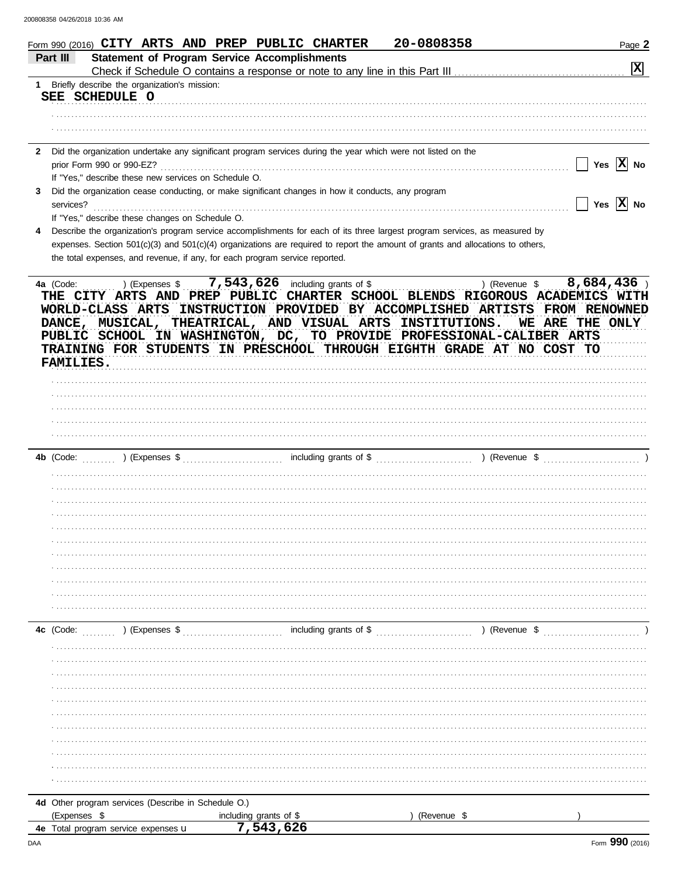Form 990 (2016) CITY ARTS AND PREP PUBLIC CHARTER 20-0808358 Page 2

**Part III Statement of Program Service Accomplishments**

Check if Schedule O contains a response or note to any line in this Part III [X]

1 Briefly describe the organization's mission:

SEE SCHEDULE O

2 Did the organization undertake any significant program services during the year which were not listed on the prior Form 990 or 990-EZ? [ ] Yes [X] No

If "Yes," describe these new services on Schedule O.

3 Did the organization cease conducting, or make significant changes in how it conducts, any program services? [ ] Yes [X] No

If "Yes," describe these changes on Schedule O.

4 Describe the organization's program service accomplishments for each of its three largest program services, as measured by expenses. Section 501(c)(3) and 501(c)(4) organizations are required to report the amount of grants and allocations to others, the total expenses, and revenue, if any, for each program service reported.

4a (Code: ) (Expenses $ 7,543,626 including grants of $ ) (Revenue $ 8,684,436 )

THE CITY ARTS AND PREP PUBLIC CHARTER SCHOOL BLENDS RIGOROUS ACADEMICS WITH WORLD-CLASS ARTS INSTRUCTION PROVIDED BY ACCOMPLISHED ARTISTS FROM RENOWNED DANCE, MUSICAL, THEATRICAL, AND VISUAL ARTS INSTITUTIONS. WE ARE THE ONLY PUBLIC SCHOOL IN WASHINGTON, DC, TO PROVIDE PROFESSIONAL-CALIBER ARTS TRAINING FOR STUDENTS IN PRESCHOOL THROUGH EIGHTH GRADE AT NO COST TO FAMILIES.

4b (Code: ) (Expenses $ including grants of $ ) (Revenue $ )

4c (Code: ) (Expenses $ including grants of $ ) (Revenue $ )

4d Other program services (Describe in Schedule O.)

(Expenses $ including grants of $ ) (Revenue $ )

4e Total program service expenses 7,543,626

Form 990 (2016)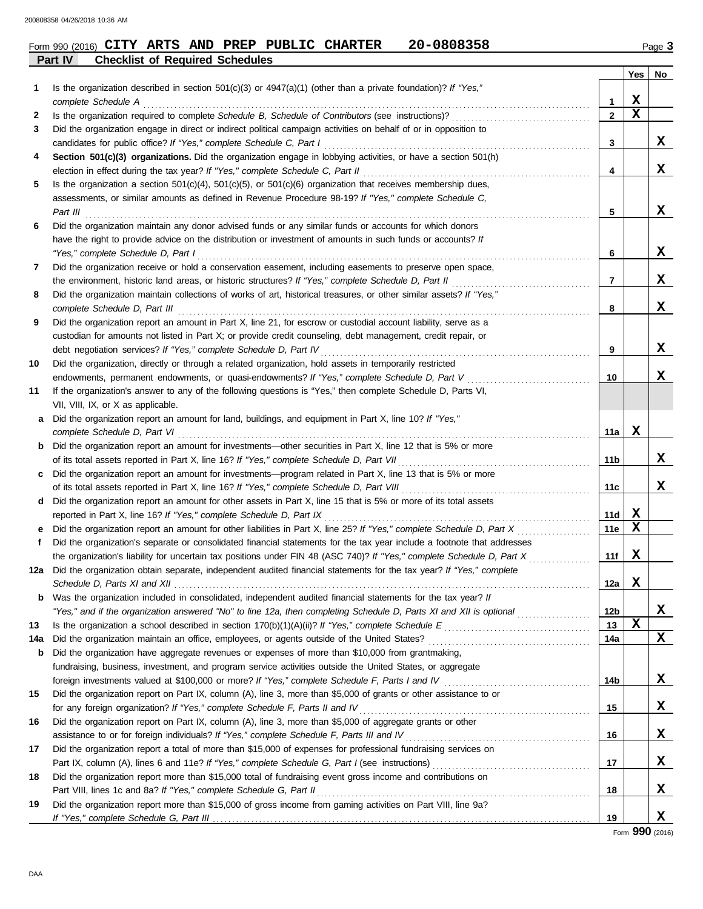Form 990 (2016) **CITY ARTS AND PREP PUBLIC CHARTER 20-0808358** Page **3**

## Part IV Checklist of Required Schedules

| | | | Yes | No |
|---|---|---|---|---|
| **1** | Is the organization described in section 501(c)(3) or 4947(a)(1) (other than a private foundation)? *If "Yes," complete Schedule A* | **1** | X | |
| **2** | Is the organization required to complete *Schedule B, Schedule of Contributors* (see instructions)? | **2** | X | |
| **3** | Did the organization engage in direct or indirect political campaign activities on behalf of or in opposition to candidates for public office? *If "Yes," complete Schedule C, Part I* | **3** | | X |
| **4** | **Section 501(c)(3) organizations.** Did the organization engage in lobbying activities, or have a section 501(h) election in effect during the tax year? *If "Yes," complete Schedule C, Part II* | **4** | | X |
| **5** | Is the organization a section 501(c)(4), 501(c)(5), or 501(c)(6) organization that receives membership dues, assessments, or similar amounts as defined in Revenue Procedure 98-19? *If "Yes," complete Schedule C, Part III* | **5** | | X |
| **6** | Did the organization maintain any donor advised funds or any similar funds or accounts for which donors have the right to provide advice on the distribution or investment of amounts in such funds or accounts? *If "Yes," complete Schedule D, Part I* | **6** | | X |
| **7** | Did the organization receive or hold a conservation easement, including easements to preserve open space, the environment, historic land areas, or historic structures? *If "Yes," complete Schedule D, Part II* | **7** | | X |
| **8** | Did the organization maintain collections of works of art, historical treasures, or other similar assets? *If "Yes," complete Schedule D, Part III* | **8** | | X |
| **9** | Did the organization report an amount in Part X, line 21, for escrow or custodial account liability, serve as a custodian for amounts not listed in Part X; or provide credit counseling, debt management, credit repair, or debt negotiation services? *If "Yes," complete Schedule D, Part IV* | **9** | | X |
| **10** | Did the organization, directly or through a related organization, hold assets in temporarily restricted endowments, permanent endowments, or quasi-endowments? *If "Yes," complete Schedule D, Part V* | **10** | | X |
| **11** | If the organization's answer to any of the following questions is "Yes," then complete Schedule D, Parts VI, VII, VIII, IX, or X as applicable. | | | |
| **a** | Did the organization report an amount for land, buildings, and equipment in Part X, line 10? *If "Yes," complete Schedule D, Part VI* | **11a** | X | |
| **b** | Did the organization report an amount for investments—other securities in Part X, line 12 that is 5% or more of its total assets reported in Part X, line 16? *If "Yes," complete Schedule D, Part VII* | **11b** | | X |
| **c** | Did the organization report an amount for investments—program related in Part X, line 13 that is 5% or more of its total assets reported in Part X, line 16? *If "Yes," complete Schedule D, Part VIII* | **11c** | | X |
| **d** | Did the organization report an amount for other assets in Part X, line 15 that is 5% or more of its total assets reported in Part X, line 16? *If "Yes," complete Schedule D, Part IX* | **11d** | X | |
| **e** | Did the organization report an amount for other liabilities in Part X, line 25? *If "Yes," complete Schedule D, Part X* | **11e** | X | |
| **f** | Did the organization's separate or consolidated financial statements for the tax year include a footnote that addresses the organization's liability for uncertain tax positions under FIN 48 (ASC 740)? *If "Yes," complete Schedule D, Part X* | **11f** | X | |
| **12a** | Did the organization obtain separate, independent audited financial statements for the tax year? *If "Yes," complete Schedule D, Parts XI and XII* | **12a** | X | |
| **b** | Was the organization included in consolidated, independent audited financial statements for the tax year? *If "Yes," and if the organization answered "No" to line 12a, then completing Schedule D, Parts XI and XII is optional* | **12b** | | X |
| **13** | Is the organization a school described in section 170(b)(1)(A)(ii)? *If "Yes," complete Schedule E* | **13** | X | |
| **14a** | Did the organization maintain an office, employees, or agents outside of the United States? | **14a** | | X |
| **b** | Did the organization have aggregate revenues or expenses of more than $10,000 from grantmaking, fundraising, business, investment, and program service activities outside the United States, or aggregate foreign investments valued at $100,000 or more? *If "Yes," complete Schedule F, Parts I and IV* | **14b** | | X |
| **15** | Did the organization report on Part IX, column (A), line 3, more than $5,000 of grants or other assistance to or for any foreign organization? *If "Yes," complete Schedule F, Parts II and IV* | **15** | | X |
| **16** | Did the organization report on Part IX, column (A), line 3, more than $5,000 of aggregate grants or other assistance to or for foreign individuals? *If "Yes," complete Schedule F, Parts III and IV* | **16** | | X |
| **17** | Did the organization report a total of more than $15,000 of expenses for professional fundraising services on Part IX, column (A), lines 6 and 11e? *If "Yes," complete Schedule G, Part I* (see instructions) | **17** | | X |
| **18** | Did the organization report more than $15,000 total of fundraising event gross income and contributions on Part VIII, lines 1c and 8a? *If "Yes," complete Schedule G, Part II* | **18** | | X |
| **19** | Did the organization report more than $15,000 of gross income from gaming activities on Part VIII, line 9a? *If "Yes," complete Schedule G, Part III* | **19** | | X |

Form **990** (2016)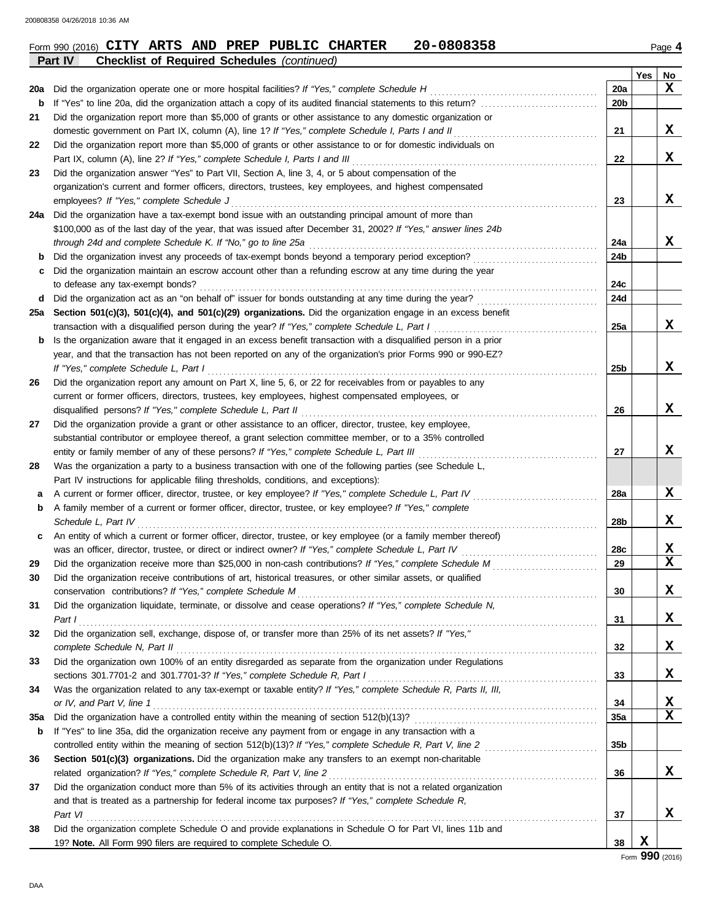Form 990 (2016) **CITY ARTS AND PREP PUBLIC CHARTER 20-0808358** Page **4**

**Part IV Checklist of Required Schedules** *(continued)*

| | | | Yes | No |
|---|---|---|---|---|
| **20a** | Did the organization operate one or more hospital facilities? *If "Yes," complete Schedule H* | **20a** | | **X** |
| **b** | If "Yes" to line 20a, did the organization attach a copy of its audited financial statements to this return? | **20b** | | |
| **21** | Did the organization report more than $5,000 of grants or other assistance to any domestic organization or domestic government on Part IX, column (A), line 1? *If "Yes," complete Schedule I, Parts I and II* | **21** | | **X** |
| **22** | Did the organization report more than $5,000 of grants or other assistance to or for domestic individuals on Part IX, column (A), line 2? *If "Yes," complete Schedule I, Parts I and III* | **22** | | **X** |
| **23** | Did the organization answer "Yes" to Part VII, Section A, line 3, 4, or 5 about compensation of the organization's current and former officers, directors, trustees, key employees, and highest compensated employees? *If "Yes," complete Schedule J* | **23** | | **X** |
| **24a** | Did the organization have a tax-exempt bond issue with an outstanding principal amount of more than $100,000 as of the last day of the year, that was issued after December 31, 2002? *If "Yes," answer lines 24b through 24d and complete Schedule K. If "No," go to line 25a* | **24a** | | **X** |
| **b** | Did the organization invest any proceeds of tax-exempt bonds beyond a temporary period exception? | **24b** | | |
| **c** | Did the organization maintain an escrow account other than a refunding escrow at any time during the year to defease any tax-exempt bonds? | **24c** | | |
| **d** | Did the organization act as an "on behalf of" issuer for bonds outstanding at any time during the year? | **24d** | | |
| **25a** | **Section 501(c)(3), 501(c)(4), and 501(c)(29) organizations.** Did the organization engage in an excess benefit transaction with a disqualified person during the year? *If "Yes," complete Schedule L, Part I* | **25a** | | **X** |
| **b** | Is the organization aware that it engaged in an excess benefit transaction with a disqualified person in a prior year, and that the transaction has not been reported on any of the organization's prior Forms 990 or 990-EZ? *If "Yes," complete Schedule L, Part I* | **25b** | | **X** |
| **26** | Did the organization report any amount on Part X, line 5, 6, or 22 for receivables from or payables to any current or former officers, directors, trustees, key employees, highest compensated employees, or disqualified persons? *If "Yes," complete Schedule L, Part II* | **26** | | **X** |
| **27** | Did the organization provide a grant or other assistance to an officer, director, trustee, key employee, substantial contributor or employee thereof, a grant selection committee member, or to a 35% controlled entity or family member of any of these persons? *If "Yes," complete Schedule L, Part III* | **27** | | **X** |
| **28** | Was the organization a party to a business transaction with one of the following parties (see Schedule L, Part IV instructions for applicable filing thresholds, conditions, and exceptions): | | | |
| **a** | A current or former officer, director, trustee, or key employee? *If "Yes," complete Schedule L, Part IV* | **28a** | | **X** |
| **b** | A family member of a current or former officer, director, trustee, or key employee? *If "Yes," complete Schedule L, Part IV* | **28b** | | **X** |
| **c** | An entity of which a current or former officer, director, trustee, or key employee (or a family member thereof) was an officer, director, trustee, or direct or indirect owner? *If "Yes," complete Schedule L, Part IV* | **28c** | | **X** |
| **29** | Did the organization receive more than $25,000 in non-cash contributions? *If "Yes," complete Schedule M* | **29** | | **X** |
| **30** | Did the organization receive contributions of art, historical treasures, or other similar assets, or qualified conservation contributions? *If "Yes," complete Schedule M* | **30** | | **X** |
| **31** | Did the organization liquidate, terminate, or dissolve and cease operations? *If "Yes," complete Schedule N, Part I* | **31** | | **X** |
| **32** | Did the organization sell, exchange, dispose of, or transfer more than 25% of its net assets? *If "Yes," complete Schedule N, Part II* | **32** | | **X** |
| **33** | Did the organization own 100% of an entity disregarded as separate from the organization under Regulations sections 301.7701-2 and 301.7701-3? *If "Yes," complete Schedule R, Part I* | **33** | | **X** |
| **34** | Was the organization related to any tax-exempt or taxable entity? *If "Yes," complete Schedule R, Parts II, III, or IV, and Part V, line 1* | **34** | | **X** |
| **35a** | Did the organization have a controlled entity within the meaning of section 512(b)(13)? | **35a** | | **X** |
| **b** | If "Yes" to line 35a, did the organization receive any payment from or engage in any transaction with a controlled entity within the meaning of section 512(b)(13)? *If "Yes," complete Schedule R, Part V, line 2* | **35b** | | |
| **36** | **Section 501(c)(3) organizations.** Did the organization make any transfers to an exempt non-charitable related organization? *If "Yes," complete Schedule R, Part V, line 2* | **36** | | **X** |
| **37** | Did the organization conduct more than 5% of its activities through an entity that is not a related organization and that is treated as a partnership for federal income tax purposes? *If "Yes," complete Schedule R, Part VI* | **37** | | **X** |
| **38** | Did the organization complete Schedule O and provide explanations in Schedule O for Part VI, lines 11b and 19? **Note.** All Form 990 filers are required to complete Schedule O. | **38** | **X** | |

Form **990** (2016)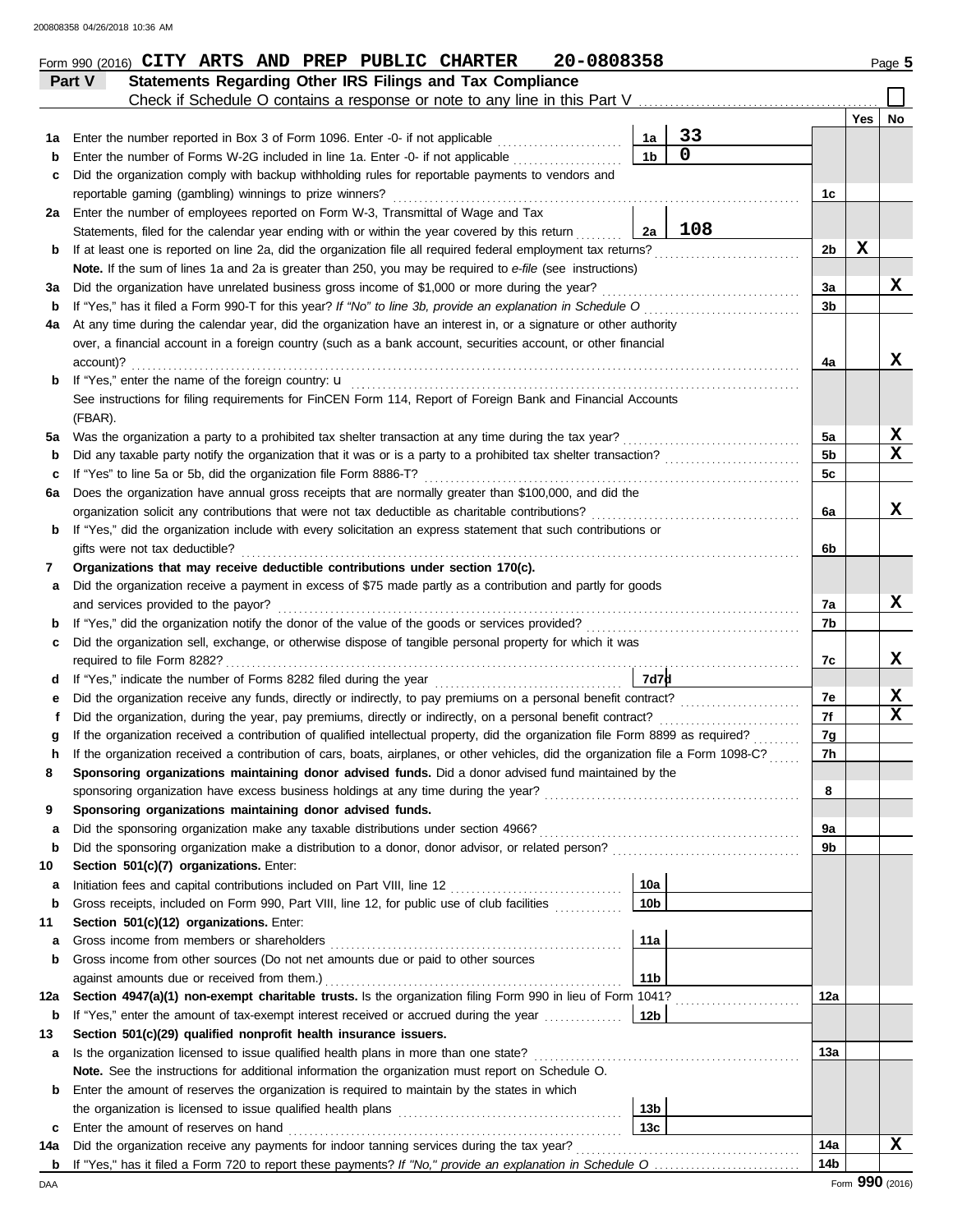Form 990 (2016) **CITY ARTS AND PREP PUBLIC CHARTER 20-0808358** Page 5

## Part V Statements Regarding Other IRS Filings and Tax Compliance

Check if Schedule O contains a response or note to any line in this Part V ☐

| | | | | | Yes | No |
|---|---|---|---|---|---|---|
| **1a** | Enter the number reported in Box 3 of Form 1096. Enter -0- if not applicable | 1a | 33 | | | |
| **b** | Enter the number of Forms W-2G included in line 1a. Enter -0- if not applicable | 1b | 0 | | | |
| **c** | Did the organization comply with backup withholding rules for reportable payments to vendors and reportable gaming (gambling) winnings to prize winners? | | | 1c | | |
| **2a** | Enter the number of employees reported on Form W-3, Transmittal of Wage and Tax Statements, filed for the calendar year ending with or within the year covered by this return | 2a | 108 | | | |
| **b** | If at least one is reported on line 2a, did the organization file all required federal employment tax returns? | | | 2b | X | |
| | **Note.** If the sum of lines 1a and 2a is greater than 250, you may be required to *e-file* (see instructions) | | | | | |
| **3a** | Did the organization have unrelated business gross income of $1,000 or more during the year? | | | 3a | | X |
| **b** | If "Yes," has it filed a Form 990-T for this year? *If "No" to line 3b, provide an explanation in Schedule O* | | | 3b | | |
| **4a** | At any time during the calendar year, did the organization have an interest in, or a signature or other authority over, a financial account in a foreign country (such as a bank account, securities account, or other financial account)? | | | 4a | | X |
| **b** | If "Yes," enter the name of the foreign country: u | | | | | |
| | See instructions for filing requirements for FinCEN Form 114, Report of Foreign Bank and Financial Accounts (FBAR). | | | | | |
| **5a** | Was the organization a party to a prohibited tax shelter transaction at any time during the tax year? | | | 5a | | X |
| **b** | Did any taxable party notify the organization that it was or is a party to a prohibited tax shelter transaction? | | | 5b | | X |
| **c** | If "Yes" to line 5a or 5b, did the organization file Form 8886-T? | | | 5c | | |
| **6a** | Does the organization have annual gross receipts that are normally greater than $100,000, and did the organization solicit any contributions that were not tax deductible as charitable contributions? | | | 6a | | X |
| **b** | If "Yes," did the organization include with every solicitation an express statement that such contributions or gifts were not tax deductible? | | | 6b | | |
| **7** | **Organizations that may receive deductible contributions under section 170(c).** | | | | | |
| **a** | Did the organization receive a payment in excess of $75 made partly as a contribution and partly for goods and services provided to the payor? | | | 7a | | X |
| **b** | If "Yes," did the organization notify the donor of the value of the goods or services provided? | | | 7b | | |
| **c** | Did the organization sell, exchange, or otherwise dispose of tangible personal property for which it was required to file Form 8282? | | | 7c | | X |
| **d** | If "Yes," indicate the number of Forms 8282 filed during the year | 7d | | | | |
| **e** | Did the organization receive any funds, directly or indirectly, to pay premiums on a personal benefit contract? | | | 7e | | X |
| **f** | Did the organization, during the year, pay premiums, directly or indirectly, on a personal benefit contract? | | | 7f | | X |
| **g** | If the organization received a contribution of qualified intellectual property, did the organization file Form 8899 as required? | | | 7g | | |
| **h** | If the organization received a contribution of cars, boats, airplanes, or other vehicles, did the organization file a Form 1098-C? | | | 7h | | |
| **8** | **Sponsoring organizations maintaining donor advised funds.** Did a donor advised fund maintained by the sponsoring organization have excess business holdings at any time during the year? | | | 8 | | |
| **9** | **Sponsoring organizations maintaining donor advised funds.** | | | | | |
| **a** | Did the sponsoring organization make any taxable distributions under section 4966? | | | 9a | | |
| **b** | Did the sponsoring organization make a distribution to a donor, donor advisor, or related person? | | | 9b | | |
| **10** | **Section 501(c)(7) organizations.** Enter: | | | | | |
| **a** | Initiation fees and capital contributions included on Part VIII, line 12 | 10a | | | | |
| **b** | Gross receipts, included on Form 990, Part VIII, line 12, for public use of club facilities | 10b | | | | |
| **11** | **Section 501(c)(12) organizations.** Enter: | | | | | |
| **a** | Gross income from members or shareholders | 11a | | | | |
| **b** | Gross income from other sources (Do not net amounts due or paid to other sources against amounts due or received from them.) | 11b | | | | |
| **12a** | **Section 4947(a)(1) non-exempt charitable trusts.** Is the organization filing Form 990 in lieu of Form 1041? | | | 12a | | |
| **b** | If "Yes," enter the amount of tax-exempt interest received or accrued during the year | 12b | | | | |
| **13** | **Section 501(c)(29) qualified nonprofit health insurance issuers.** | | | | | |
| **a** | Is the organization licensed to issue qualified health plans in more than one state? | | | 13a | | |
| | **Note.** See the instructions for additional information the organization must report on Schedule O. | | | | | |
| **b** | Enter the amount of reserves the organization is required to maintain by the states in which the organization is licensed to issue qualified health plans | 13b | | | | |
| **c** | Enter the amount of reserves on hand | 13c | | | | |
| **14a** | Did the organization receive any payments for indoor tanning services during the tax year? | | | 14a | | X |
| **b** | If "Yes," has it filed a Form 720 to report these payments? *If "No," provide an explanation in Schedule O* | | | 14b | | |

Form **990** (2016)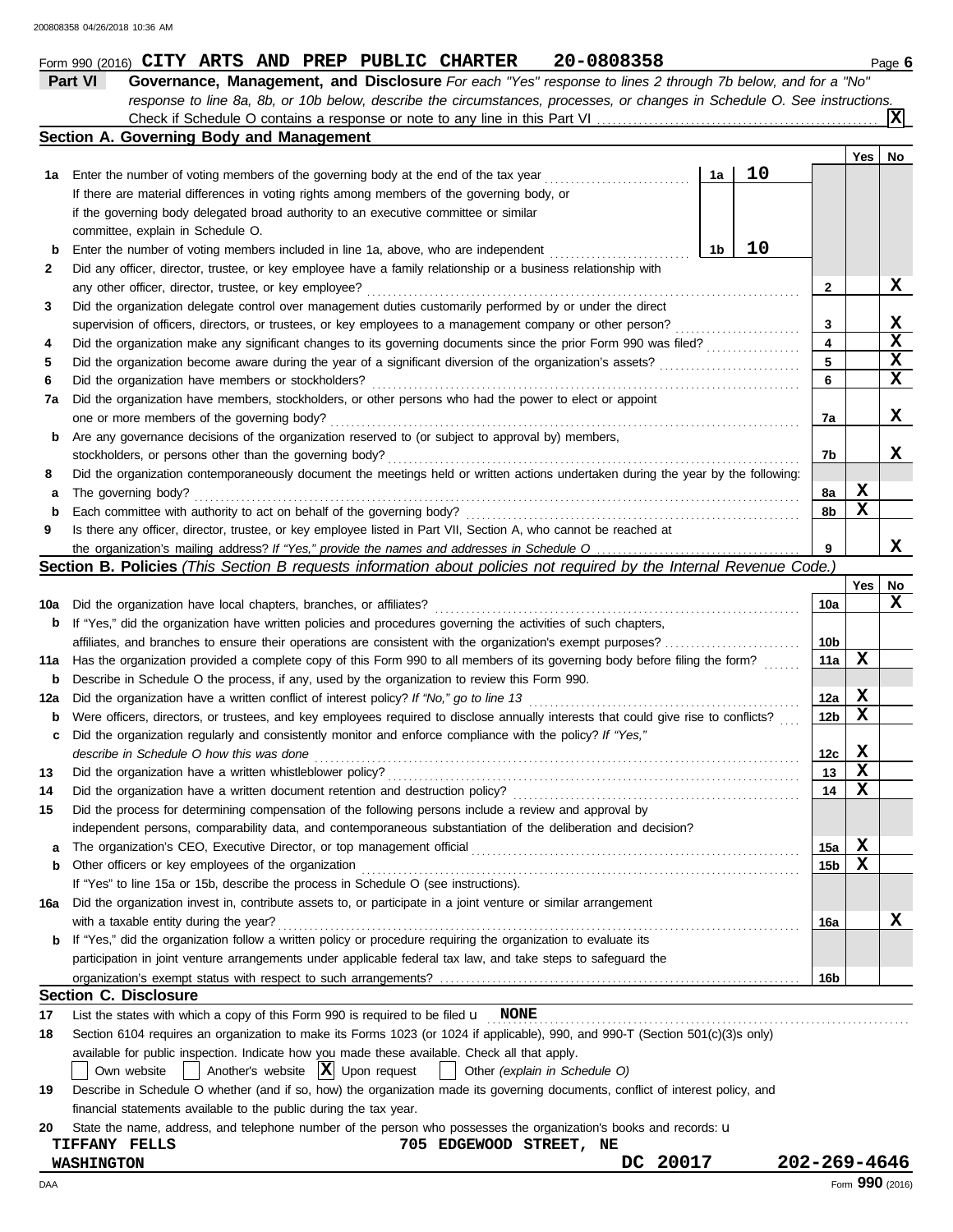Form 990 (2016) CITY ARTS AND PREP PUBLIC CHARTER 20-0808358

## Part VI Governance, Management, and Disclosure

*For each "Yes" response to lines 2 through 7b below, and for a "No" response to line 8a, 8b, or 10b below, describe the circumstances, processes, or changes in Schedule O. See instructions.*

Check if Schedule O contains a response or note to any line in this Part VI .......... [X]

### Section A. Governing Body and Management

| | | | | Yes | No |
|---|---|---|---|---|---|
| 1a | Enter the number of voting members of the governing body at the end of the tax year — 1a: 10<br>If there are material differences in voting rights among members of the governing body, or if the governing body delegated broad authority to an executive committee or similar committee, explain in Schedule O. | | | | |
| b | Enter the number of voting members included in line 1a, above, who are independent — 1b: 10 | | | | |
| 2 | Did any officer, director, trustee, or key employee have a family relationship or a business relationship with any other officer, director, trustee, or key employee? | | 2 | | X |
| 3 | Did the organization delegate control over management duties customarily performed by or under the direct supervision of officers, directors, or trustees, or key employees to a management company or other person? | | 3 | | X |
| 4 | Did the organization make any significant changes to its governing documents since the prior Form 990 was filed? | | 4 | | X |
| 5 | Did the organization become aware during the year of a significant diversion of the organization's assets? | | 5 | | X |
| 6 | Did the organization have members or stockholders? | | 6 | | X |
| 7a | Did the organization have members, stockholders, or other persons who had the power to elect or appoint one or more members of the governing body? | | 7a | | X |
| b | Are any governance decisions of the organization reserved to (or subject to approval by) members, stockholders, or persons other than the governing body? | | 7b | | X |
| 8 | Did the organization contemporaneously document the meetings held or written actions undertaken during the year by the following: | | | | |
| a | The governing body? | | 8a | X | |
| b | Each committee with authority to act on behalf of the governing body? | | 8b | X | |
| 9 | Is there any officer, director, trustee, or key employee listed in Part VII, Section A, who cannot be reached at the organization's mailing address? *If "Yes," provide the names and addresses in Schedule O* | | 9 | | X |

### Section B. Policies *(This Section B requests information about policies not required by the Internal Revenue Code.)*

| | | | Yes | No |
|---|---|---|---|---|
| 10a | Did the organization have local chapters, branches, or affiliates? | 10a | | X |
| b | If "Yes," did the organization have written policies and procedures governing the activities of such chapters, affiliates, and branches to ensure their operations are consistent with the organization's exempt purposes? | 10b | | |
| 11a | Has the organization provided a complete copy of this Form 990 to all members of its governing body before filing the form? | 11a | X | |
| b | Describe in Schedule O the process, if any, used by the organization to review this Form 990. | | | |
| 12a | Did the organization have a written conflict of interest policy? *If "No," go to line 13* | 12a | X | |
| b | Were officers, directors, or trustees, and key employees required to disclose annually interests that could give rise to conflicts? | 12b | X | |
| c | Did the organization regularly and consistently monitor and enforce compliance with the policy? *If "Yes," describe in Schedule O how this was done* | 12c | X | |
| 13 | Did the organization have a written whistleblower policy? | 13 | X | |
| 14 | Did the organization have a written document retention and destruction policy? | 14 | X | |
| 15 | Did the process for determining compensation of the following persons include a review and approval by independent persons, comparability data, and contemporaneous substantiation of the deliberation and decision? | | | |
| a | The organization's CEO, Executive Director, or top management official | 15a | X | |
| b | Other officers or key employees of the organization | 15b | X | |
| | If "Yes" to line 15a or 15b, describe the process in Schedule O (see instructions). | | | |
| 16a | Did the organization invest in, contribute assets to, or participate in a joint venture or similar arrangement with a taxable entity during the year? | 16a | | X |
| b | If "Yes," did the organization follow a written policy or procedure requiring the organization to evaluate its participation in joint venture arrangements under applicable federal tax law, and take steps to safeguard the organization's exempt status with respect to such arrangements? | 16b | | |

### Section C. Disclosure

17 List the states with which a copy of this Form 990 is required to be filed u NONE

18 Section 6104 requires an organization to make its Forms 1023 (or 1024 if applicable), 990, and 990-T (Section 501(c)(3)s only) available for public inspection. Indicate how you made these available. Check all that apply.

[ ] Own website [ ] Another's website [X] Upon request [ ] Other *(explain in Schedule O)*

19 Describe in Schedule O whether (and if so, how) the organization made its governing documents, conflict of interest policy, and financial statements available to the public during the tax year.

20 State the name, address, and telephone number of the person who possesses the organization's books and records: u

TIFFANY FELLS 705 EDGEWOOD STREET, NE
WASHINGTON DC 20017 202-269-4646

Form 990 (2016)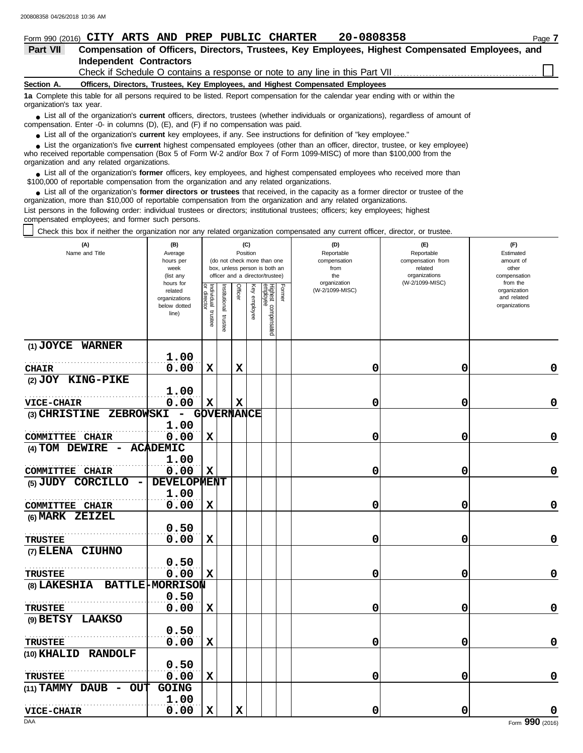Form 990 (2016) **CITY ARTS AND PREP PUBLIC CHARTER** **20-0808358**

**Part VII** **Compensation of Officers, Directors, Trustees, Key Employees, Highest Compensated Employees, and Independent Contractors**

Check if Schedule O contains a response or note to any line in this Part VII ☐

**Section A.** **Officers, Directors, Trustees, Key Employees, and Highest Compensated Employees**

**1a** Complete this table for all persons required to be listed. Report compensation for the calendar year ending with or within the organization's tax year.

- List all of the organization's **current** officers, directors, trustees (whether individuals or organizations), regardless of amount of compensation. Enter -0- in columns (D), (E), and (F) if no compensation was paid.
- List all of the organization's **current** key employees, if any. See instructions for definition of "key employee."
- List the organization's five **current** highest compensated employees (other than an officer, director, trustee, or key employee) who received reportable compensation (Box 5 of Form W-2 and/or Box 7 of Form 1099-MISC) of more than $100,000 from the organization and any related organizations.
- List all of the organization's **former** officers, key employees, and highest compensated employees who received more than $100,000 of reportable compensation from the organization and any related organizations.
- List all of the organization's **former directors or trustees** that received, in the capacity as a former director or trustee of the organization, more than $10,000 of reportable compensation from the organization and any related organizations.

List persons in the following order: individual trustees or directors; institutional trustees; officers; key employees; highest compensated employees; and former such persons.

☐ Check this box if neither the organization nor any related organization compensated any current officer, director, or trustee.

| (A) Name and Title | (B) Average hours per week (list any hours for related organizations below dotted line) | (C) Position: Individual trustee or director | Institutional trustee | Officer | Key employee | Highest compensated employee | Former | (D) Reportable compensation from the organization (W-2/1099-MISC) | (E) Reportable compensation from related organizations (W-2/1099-MISC) | (F) Estimated amount of other compensation from the organization and related organizations |
|---|---|---|---|---|---|---|---|---|---|---|
| (1) JOYCE WARNER<br>CHAIR | 1.00<br>0.00 | X | | X | | | | 0 | 0 | 0 |
| (2) JOY KING-PIKE<br>VICE-CHAIR | 1.00<br>0.00 | X | | X | | | | 0 | 0 | 0 |
| (3) CHRISTINE ZEBROWSKI - GOVERNANCE<br>COMMITTEE CHAIR | 1.00<br>0.00 | X | | | | | | 0 | 0 | 0 |
| (4) TOM DEWIRE - ACADEMIC<br>COMMITTEE CHAIR | 1.00<br>0.00 | X | | | | | | 0 | 0 | 0 |
| (5) JUDY CORCILLO - DEVELOPMENT<br>COMMITTEE CHAIR | 1.00<br>0.00 | X | | | | | | 0 | 0 | 0 |
| (6) MARK ZEIZEL<br>TRUSTEE | 0.50<br>0.00 | X | | | | | | 0 | 0 | 0 |
| (7) ELENA CIUHNO<br>TRUSTEE | 0.50<br>0.00 | X | | | | | | 0 | 0 | 0 |
| (8) LAKESHIA BATTLE-MORRISON<br>TRUSTEE | 0.50<br>0.00 | X | | | | | | 0 | 0 | 0 |
| (9) BETSY LAAKSO<br>TRUSTEE | 0.50<br>0.00 | X | | | | | | 0 | 0 | 0 |
| (10) KHALID RANDOLF<br>TRUSTEE | 0.50<br>0.00 | X | | | | | | 0 | 0 | 0 |
| (11) TAMMY DAUB - OUT GOING<br>VICE-CHAIR | 1.00<br>0.00 | X | | X | | | | 0 | 0 | 0 |

Form **990** (2016)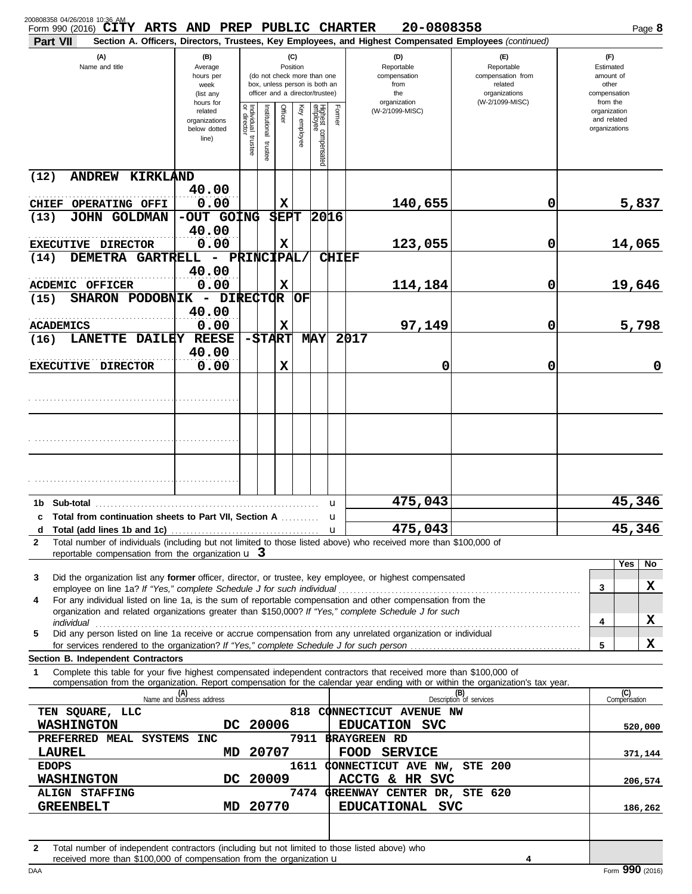Form 990 (2016) **CITY ARTS AND PREP PUBLIC CHARTER** 20-0808358

**Part VII** **Section A. Officers, Directors, Trustees, Key Employees, and Highest Compensated Employees** *(continued)*

| (A) Name and title | (B) Average hours per week (list any hours for related organizations below dotted line) | (C) Position: Individual trustee or director | Institutional trustee | Officer | Key employee | Highest compensated employee | Former | (D) Reportable compensation from the organization (W-2/1099-MISC) | (E) Reportable compensation from related organizations (W-2/1099-MISC) | (F) Estimated amount of other compensation from the organization and related organizations |
|---|---|---|---|---|---|---|---|---|---|---|
| (12) ANDREW KIRKLAND<br>CHIEF OPERATING OFFI | 40.00<br>0.00 | | | X | | | | 140,655 | 0 | 5,837 |
| (13) JOHN GOLDMAN -OUT GOING SEPT 2016<br>EXECUTIVE DIRECTOR | 40.00<br>0.00 | | | X | | | | 123,055 | 0 | 14,065 |
| (14) DEMETRA GARTRELL - PRINCIPAL/ CHIEF<br>ACDEMIC OFFICER | 40.00<br>0.00 | | | X | | | | 114,184 | 0 | 19,646 |
| (15) SHARON PODOBNIK - DIRECTOR OF<br>ACADEMICS | 40.00<br>0.00 | | | X | | | | 97,149 | 0 | 5,798 |
| (16) LANETTE DAILEY REESE -START MAY 2017<br>EXECUTIVE DIRECTOR | 40.00<br>0.00 | | | X | | | | 0 | 0 | 0 |
| | | | | | | | | | | |
| | | | | | | | | | | |
| | | | | | | | | | | |

| | | (D) | (E) | (F) |
|---|---|---|---|---|
| **1b** | **Sub-total** | 475,043 | | 45,346 |
| **c** | **Total from continuation sheets to Part VII, Section A** | | | |
| **d** | **Total (add lines 1b and 1c)** | 475,043 | | 45,346 |

**2** Total number of individuals (including but not limited to those listed above) who received more than $100,000 of reportable compensation from the organization u **3**

| | | | Yes | No |
|---|---|---|---|---|
| **3** | Did the organization list any **former** officer, director, or trustee, key employee, or highest compensated employee on line 1a? *If "Yes," complete Schedule J for such individual* | 3 | | X |
| **4** | For any individual listed on line 1a, is the sum of reportable compensation and other compensation from the organization and related organizations greater than $150,000? *If "Yes," complete Schedule J for such individual* | 4 | | X |
| **5** | Did any person listed on line 1a receive or accrue compensation from any unrelated organization or individual for services rendered to the organization? *If "Yes," complete Schedule J for such person* | 5 | | X |

**Section B. Independent Contractors**

**1** Complete this table for your five highest compensated independent contractors that received more than $100,000 of compensation from the organization. Report compensation for the calendar year ending with or within the organization's tax year.

| (A) Name and business address | (B) Description of services | (C) Compensation |
|---|---|---|
| TEN SQUARE, LLC 818 CONNECTICUT AVENUE NW WASHINGTON DC 20006 | EDUCATION SVC | 520,000 |
| PREFERRED MEAL SYSTEMS INC 7911 BRAYGREEN RD LAUREL MD 20707 | FOOD SERVICE | 371,144 |
| EDOPS 1611 CONNECTICUT AVE NW, STE 200 WASHINGTON DC 20009 | ACCTG & HR SVC | 206,574 |
| ALIGN STAFFING 7474 GREENWAY CENTER DR, STE 620 GREENBELT MD 20770 | EDUCATIONAL SVC | 186,262 |
| | | |

**2** Total number of independent contractors (including but not limited to those listed above) who received more than $100,000 of compensation from the organization u **4**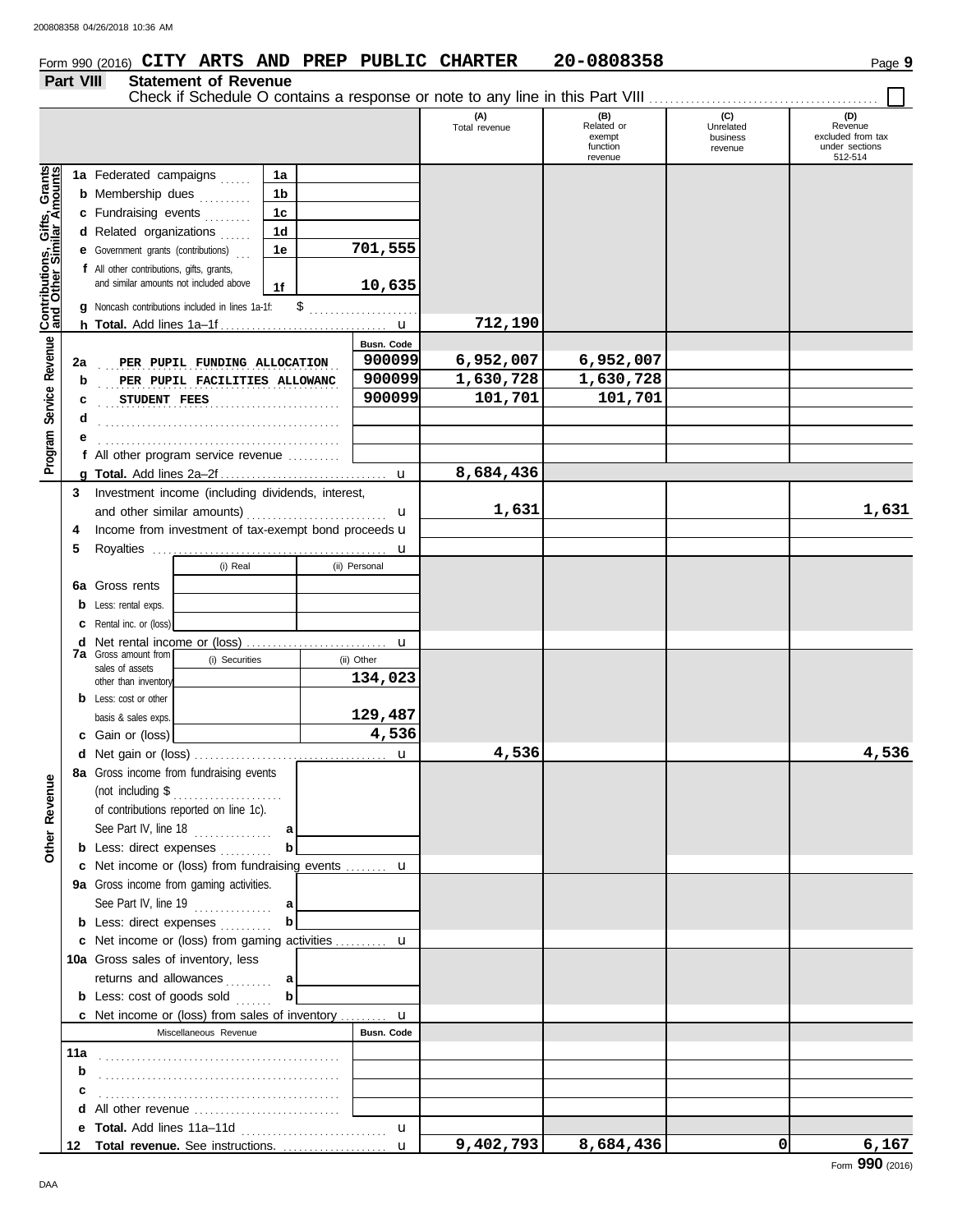Form 990 (2016) **CITY ARTS AND PREP PUBLIC CHARTER** 20-0808358

## Part VIII Statement of Revenue

Check if Schedule O contains a response or note to any line in this Part VIII ☐

| | | | (A) Total revenue | (B) Related or exempt function revenue | (C) Unrelated business revenue | (D) Revenue excluded from tax under sections 512-514 |
|---|---|---|---|---|---|---|
| **Contributions, Gifts, Grants and Other Similar Amounts** | 1a Federated campaigns | 1a | | | | |
| | b Membership dues | 1b | | | | |
| | c Fundraising events | 1c | | | | |
| | d Related organizations | 1d | | | | |
| | e Government grants (contributions) | 1e 701,555 | | | | |
| | f All other contributions, gifts, grants, and similar amounts not included above | 1f 10,635 | | | | |
| | g Noncash contributions included in lines 1a-1f: $ | | | | | |
| | h **Total.** Add lines 1a–1f | | 712,190 | | | |
| **Program Service Revenue** | | Busn. Code | | | | |
| | 2a PER PUPIL FUNDING ALLOCATION | 900099 | 6,952,007 | 6,952,007 | | |
| | b PER PUPIL FACILITIES ALLOWANC | 900099 | 1,630,728 | 1,630,728 | | |
| | c STUDENT FEES | 900099 | 101,701 | 101,701 | | |
| | d | | | | | |
| | e | | | | | |
| | f All other program service revenue | | | | | |
| | g **Total.** Add lines 2a–2f | | 8,684,436 | | | |
| **Other Revenue** | 3 Investment income (including dividends, interest, and other similar amounts) | | 1,631 | | | 1,631 |
| | 4 Income from investment of tax-exempt bond proceeds | | | | | |
| | 5 Royalties | | | | | |
| | | (i) Real / (ii) Personal | | | | |
| | 6a Gross rents | | | | | |
| | b Less: rental exps. | | | | | |
| | c Rental inc. or (loss) | | | | | |
| | d Net rental income or (loss) | | | | | |
| | 7a Gross amount from sales of assets other than inventory | (i) Securities: / (ii) Other: 134,023 | | | | |
| | b Less: cost or other basis & sales exps. | (i) Securities: / (ii) Other: 129,487 | | | | |
| | c Gain or (loss) | (i) Securities: / (ii) Other: 4,536 | | | | |
| | d Net gain or (loss) | | 4,536 | | | 4,536 |
| | 8a Gross income from fundraising events (not including $ of contributions reported on line 1c). See Part IV, line 18 | a | | | | |
| | b Less: direct expenses | b | | | | |
| | c Net income or (loss) from fundraising events | | | | | |
| | 9a Gross income from gaming activities. See Part IV, line 19 | a | | | | |
| | b Less: direct expenses | b | | | | |
| | c Net income or (loss) from gaming activities | | | | | |
| | 10a Gross sales of inventory, less returns and allowances | a | | | | |
| | b Less: cost of goods sold | b | | | | |
| | c Net income or (loss) from sales of inventory | | | | | |
| | Miscellaneous Revenue | Busn. Code | | | | |
| | 11a | | | | | |
| | b | | | | | |
| | c | | | | | |
| | d All other revenue | | | | | |
| | e **Total.** Add lines 11a–11d | | | | | |
| | 12 **Total revenue.** See instructions. | | 9,402,793 | 8,684,436 | 0 | 6,167 |

Form **990** (2016)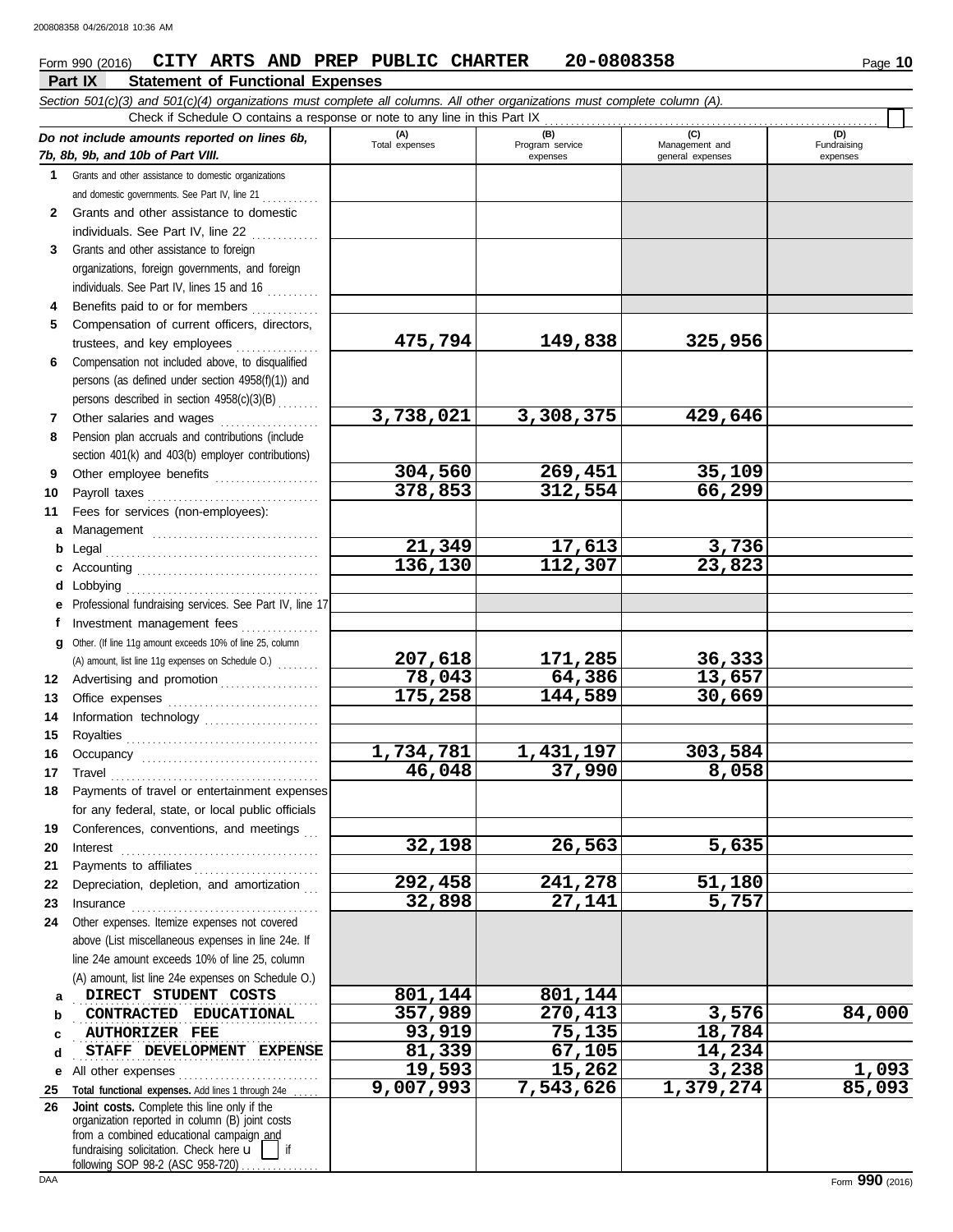Form 990 (2016) **CITY ARTS AND PREP PUBLIC CHARTER 20-0808358**

## Part IX Statement of Functional Expenses

*Section 501(c)(3) and 501(c)(4) organizations must complete all columns. All other organizations must complete column (A).*

Check if Schedule O contains a response or note to any line in this Part IX ☐

| *Do not include amounts reported on lines 6b, 7b, 8b, 9b, and 10b of Part VIII.* | (A) Total expenses | (B) Program service expenses | (C) Management and general expenses | (D) Fundraising expenses |
|---|---|---|---|---|
| **1** Grants and other assistance to domestic organizations and domestic governments. See Part IV, line 21 | | | | |
| **2** Grants and other assistance to domestic individuals. See Part IV, line 22 | | | | |
| **3** Grants and other assistance to foreign organizations, foreign governments, and foreign individuals. See Part IV, lines 15 and 16 | | | | |
| **4** Benefits paid to or for members | | | | |
| **5** Compensation of current officers, directors, trustees, and key employees | 475,794 | 149,838 | 325,956 | |
| **6** Compensation not included above, to disqualified persons (as defined under section 4958(f)(1)) and persons described in section 4958(c)(3)(B) | | | | |
| **7** Other salaries and wages | 3,738,021 | 3,308,375 | 429,646 | |
| **8** Pension plan accruals and contributions (include section 401(k) and 403(b) employer contributions) | | | | |
| **9** Other employee benefits | 304,560 | 269,451 | 35,109 | |
| **10** Payroll taxes | 378,853 | 312,554 | 66,299 | |
| **11** Fees for services (non-employees): | | | | |
| **a** Management | | | | |
| **b** Legal | 21,349 | 17,613 | 3,736 | |
| **c** Accounting | 136,130 | 112,307 | 23,823 | |
| **d** Lobbying | | | | |
| **e** Professional fundraising services. See Part IV, line 17 | | | | |
| **f** Investment management fees | | | | |
| **g** Other. (If line 11g amount exceeds 10% of line 25, column (A) amount, list line 11g expenses on Schedule O.) | 207,618 | 171,285 | 36,333 | |
| **12** Advertising and promotion | 78,043 | 64,386 | 13,657 | |
| **13** Office expenses | 175,258 | 144,589 | 30,669 | |
| **14** Information technology | | | | |
| **15** Royalties | | | | |
| **16** Occupancy | 1,734,781 | 1,431,197 | 303,584 | |
| **17** Travel | 46,048 | 37,990 | 8,058 | |
| **18** Payments of travel or entertainment expenses for any federal, state, or local public officials | | | | |
| **19** Conferences, conventions, and meetings | | | | |
| **20** Interest | 32,198 | 26,563 | 5,635 | |
| **21** Payments to affiliates | | | | |
| **22** Depreciation, depletion, and amortization | 292,458 | 241,278 | 51,180 | |
| **23** Insurance | 32,898 | 27,141 | 5,757 | |
| **24** Other expenses. Itemize expenses not covered above (List miscellaneous expenses in line 24e. If line 24e amount exceeds 10% of line 25, column (A) amount, list line 24e expenses on Schedule O.) | | | | |
| **a** DIRECT STUDENT COSTS | 801,144 | 801,144 | | |
| **b** CONTRACTED EDUCATIONAL | 357,989 | 270,413 | 3,576 | 84,000 |
| **c** AUTHORIZER FEE | 93,919 | 75,135 | 18,784 | |
| **d** STAFF DEVELOPMENT EXPENSE | 81,339 | 67,105 | 14,234 | |
| **e** All other expenses | 19,593 | 15,262 | 3,238 | 1,093 |
| **25 Total functional expenses.** Add lines 1 through 24e | 9,007,993 | 7,543,626 | 1,379,274 | 85,093 |
| **26 Joint costs.** Complete this line only if the organization reported in column (B) joint costs from a combined educational campaign and fundraising solicitation. Check here ☐ if following SOP 98-2 (ASC 958-720) | | | | |

Form **990** (2016)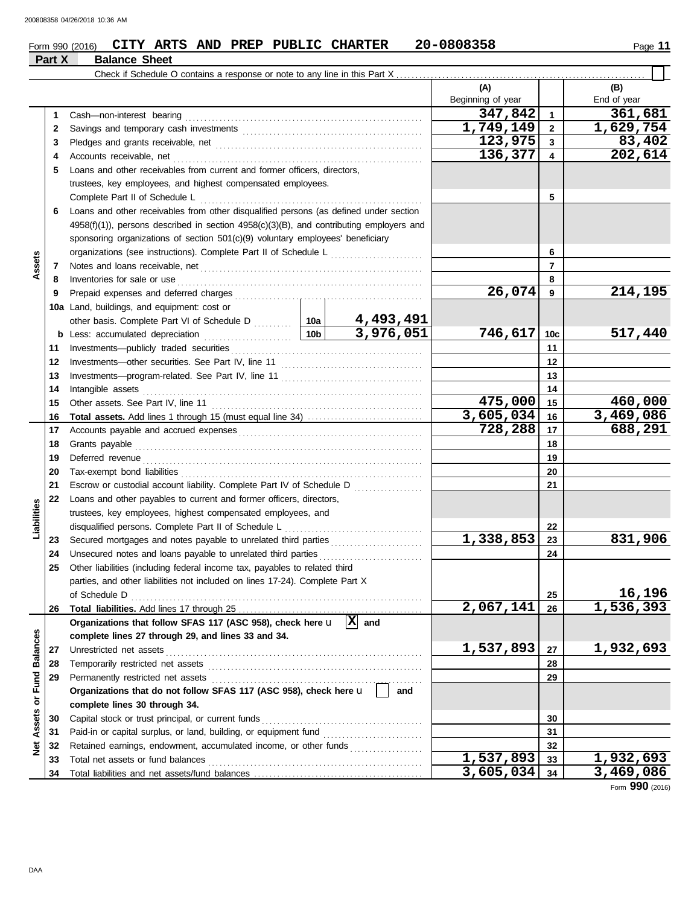Form 990 (2016) **CITY ARTS AND PREP PUBLIC CHARTER** **20-0808358** Page **11**

## Part X Balance Sheet

Check if Schedule O contains a response or note to any line in this Part X ☐

| | | | | (A) Beginning of year | | (B) End of year |
|---|---|---|---|---|---|---|
| **Assets** | 1 | Cash—non-interest bearing | | 347,842 | 1 | 361,681 |
| | 2 | Savings and temporary cash investments | | 1,749,149 | 2 | 1,629,754 |
| | 3 | Pledges and grants receivable, net | | 123,975 | 3 | 83,402 |
| | 4 | Accounts receivable, net | | 136,377 | 4 | 202,614 |
| | 5 | Loans and other receivables from current and former officers, directors, trustees, key employees, and highest compensated employees. Complete Part II of Schedule L | | | 5 | |
| | 6 | Loans and other receivables from other disqualified persons (as defined under section 4958(f)(1)), persons described in section 4958(c)(3)(B), and contributing employers and sponsoring organizations of section 501(c)(9) voluntary employees' beneficiary organizations (see instructions). Complete Part II of Schedule L | | | 6 | |
| | 7 | Notes and loans receivable, net | | | 7 | |
| | 8 | Inventories for sale or use | | | 8 | |
| | 9 | Prepaid expenses and deferred charges | | 26,074 | 9 | 214,195 |
| | 10a | Land, buildings, and equipment: cost or other basis. Complete Part VI of Schedule D | 10a 4,493,491 | | | |
| | b | Less: accumulated depreciation | 10b 3,976,051 | 746,617 | 10c | 517,440 |
| | 11 | Investments—publicly traded securities | | | 11 | |
| | 12 | Investments—other securities. See Part IV, line 11 | | | 12 | |
| | 13 | Investments—program-related. See Part IV, line 11 | | | 13 | |
| | 14 | Intangible assets | | | 14 | |
| | 15 | Other assets. See Part IV, line 11 | | 475,000 | 15 | 460,000 |
| | 16 | **Total assets.** Add lines 1 through 15 (must equal line 34) | | 3,605,034 | 16 | 3,469,086 |
| **Liabilities** | 17 | Accounts payable and accrued expenses | | 728,288 | 17 | 688,291 |
| | 18 | Grants payable | | | 18 | |
| | 19 | Deferred revenue | | | 19 | |
| | 20 | Tax-exempt bond liabilities | | | 20 | |
| | 21 | Escrow or custodial account liability. Complete Part IV of Schedule D | | | 21 | |
| | 22 | Loans and other payables to current and former officers, directors, trustees, key employees, highest compensated employees, and disqualified persons. Complete Part II of Schedule L | | | 22 | |
| | 23 | Secured mortgages and notes payable to unrelated third parties | | 1,338,853 | 23 | 831,906 |
| | 24 | Unsecured notes and loans payable to unrelated third parties | | | 24 | |
| | 25 | Other liabilities (including federal income tax, payables to related third parties, and other liabilities not included on lines 17-24). Complete Part X of Schedule D | | | 25 | 16,196 |
| | 26 | **Total liabilities.** Add lines 17 through 25 | | 2,067,141 | 26 | 1,536,393 |
| **Net Assets or Fund Balances** | | **Organizations that follow SFAS 117 (ASC 958), check here** [X] **and complete lines 27 through 29, and lines 33 and 34.** | | | | |
| | 27 | Unrestricted net assets | | 1,537,893 | 27 | 1,932,693 |
| | 28 | Temporarily restricted net assets | | | 28 | |
| | 29 | Permanently restricted net assets | | | 29 | |
| | | **Organizations that do not follow SFAS 117 (ASC 958), check here** [ ] **and complete lines 30 through 34.** | | | | |
| | 30 | Capital stock or trust principal, or current funds | | | 30 | |
| | 31 | Paid-in or capital surplus, or land, building, or equipment fund | | | 31 | |
| | 32 | Retained earnings, endowment, accumulated income, or other funds | | | 32 | |
| | 33 | Total net assets or fund balances | | 1,537,893 | 33 | 1,932,693 |
| | 34 | Total liabilities and net assets/fund balances | | 3,605,034 | 34 | 3,469,086 |

Form **990** (2016)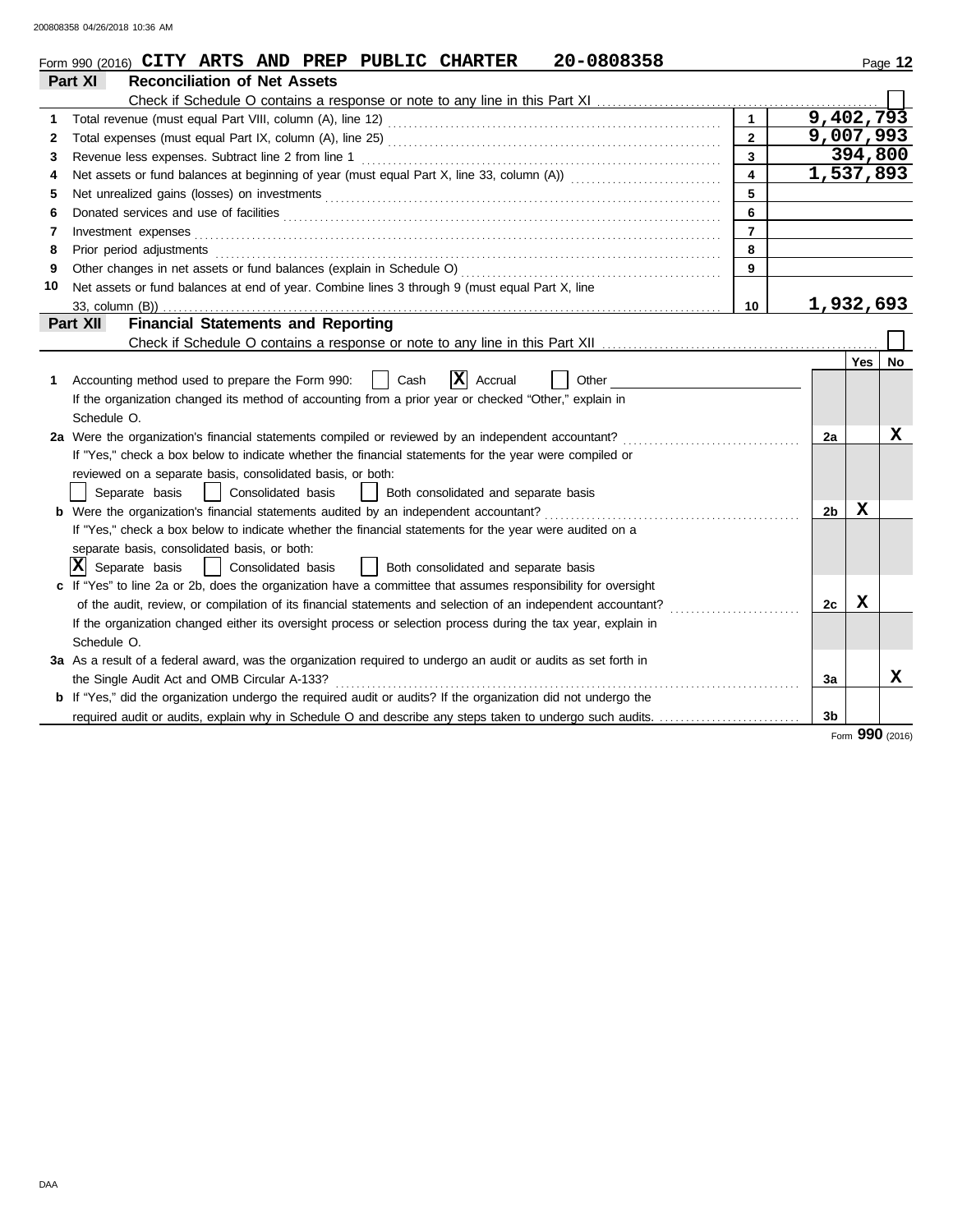Form 990 (2016) **CITY ARTS AND PREP PUBLIC CHARTER 20-0808358**

## Part XI Reconciliation of Net Assets

Check if Schedule O contains a response or note to any line in this Part XI ☐

| | | | |
|---|---|---|---|
| 1 | Total revenue (must equal Part VIII, column (A), line 12) | 1 | 9,402,793 |
| 2 | Total expenses (must equal Part IX, column (A), line 25) | 2 | 9,007,993 |
| 3 | Revenue less expenses. Subtract line 2 from line 1 | 3 | 394,800 |
| 4 | Net assets or fund balances at beginning of year (must equal Part X, line 33, column (A)) | 4 | 1,537,893 |
| 5 | Net unrealized gains (losses) on investments | 5 | |
| 6 | Donated services and use of facilities | 6 | |
| 7 | Investment expenses | 7 | |
| 8 | Prior period adjustments | 8 | |
| 9 | Other changes in net assets or fund balances (explain in Schedule O) | 9 | |
| 10 | Net assets or fund balances at end of year. Combine lines 3 through 9 (must equal Part X, line 33, column (B)) | 10 | 1,932,693 |

## Part XII Financial Statements and Reporting

Check if Schedule O contains a response or note to any line in this Part XII ☐

| | | | Yes | No |
|---|---|---|---|---|
| 1 | Accounting method used to prepare the Form 990: ☐ Cash ☒ Accrual ☐ Other<br>If the organization changed its method of accounting from a prior year or checked "Other," explain in Schedule O. | | | |
| 2a | Were the organization's financial statements compiled or reviewed by an independent accountant?<br>If "Yes," check a box below to indicate whether the financial statements for the year were compiled or reviewed on a separate basis, consolidated basis, or both:<br>☐ Separate basis ☐ Consolidated basis ☐ Both consolidated and separate basis | 2a | | X |
| b | Were the organization's financial statements audited by an independent accountant?<br>If "Yes," check a box below to indicate whether the financial statements for the year were audited on a separate basis, consolidated basis, or both:<br>☒ Separate basis ☐ Consolidated basis ☐ Both consolidated and separate basis | 2b | X | |
| c | If "Yes" to line 2a or 2b, does the organization have a committee that assumes responsibility for oversight of the audit, review, or compilation of its financial statements and selection of an independent accountant?<br>If the organization changed either its oversight process or selection process during the tax year, explain in Schedule O. | 2c | X | |
| 3a | As a result of a federal award, was the organization required to undergo an audit or audits as set forth in the Single Audit Act and OMB Circular A-133? | 3a | | X |
| b | If "Yes," did the organization undergo the required audit or audits? If the organization did not undergo the required audit or audits, explain why in Schedule O and describe any steps taken to undergo such audits. | 3b | | |

Form **990** (2016)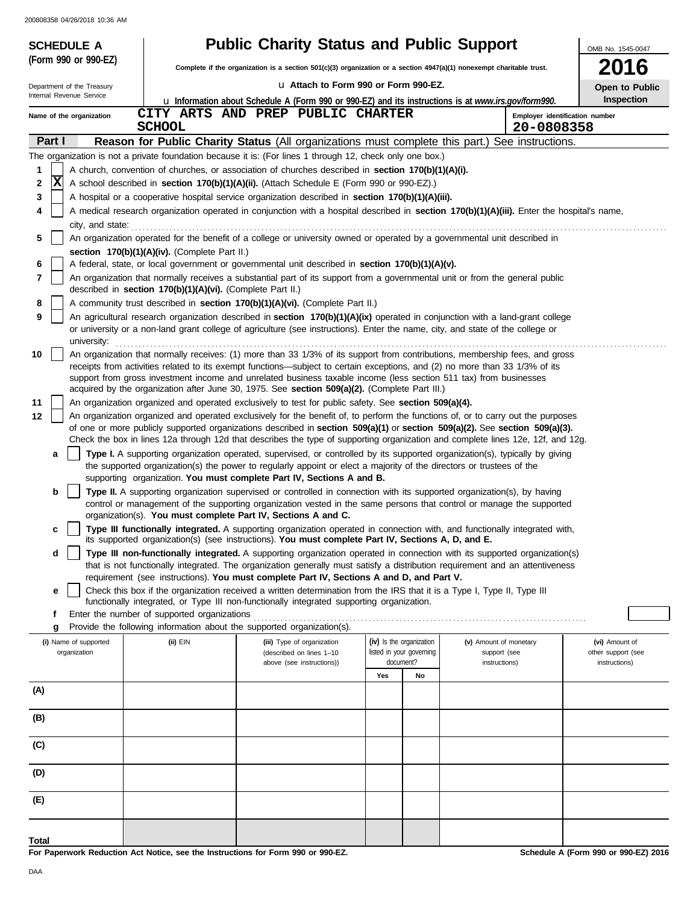**SCHEDULE A (Form 990 or 990-EZ)**

Department of the Treasury
Internal Revenue Service

# Public Charity Status and Public Support

**Complete if the organization is a section 501(c)(3) organization or a section 4947(a)(1) nonexempt charitable trust.**

u **Attach to Form 990 or Form 990-EZ.**

u **Information about Schedule A (Form 990 or 990-EZ) and its instructions is at *www.irs.gov/form990*.**

OMB No. 1545-0047

**2016**

**Open to Public Inspection**

Name of the organization: CITY ARTS AND PREP PUBLIC CHARTER SCHOOL

Employer identification number: 20-0808358

## Part I — Reason for Public Charity Status (All organizations must complete this part.) See instructions.

The organization is not a private foundation because it is: (For lines 1 through 12, check only one box.)

1. [ ] A church, convention of churches, or association of churches described in **section 170(b)(1)(A)(i).**
2. [X] A school described in **section 170(b)(1)(A)(ii).** (Attach Schedule E (Form 990 or 990-EZ).)
3. [ ] A hospital or a cooperative hospital service organization described in **section 170(b)(1)(A)(iii).**
4. [ ] A medical research organization operated in conjunction with a hospital described in **section 170(b)(1)(A)(iii).** Enter the hospital's name, city, and state:
5. [ ] An organization operated for the benefit of a college or university owned or operated by a governmental unit described in **section 170(b)(1)(A)(iv).** (Complete Part II.)
6. [ ] A federal, state, or local government or governmental unit described in **section 170(b)(1)(A)(v).**
7. [ ] An organization that normally receives a substantial part of its support from a governmental unit or from the general public described in **section 170(b)(1)(A)(vi).** (Complete Part II.)
8. [ ] A community trust described in **section 170(b)(1)(A)(vi).** (Complete Part II.)
9. [ ] An agricultural research organization described in **section 170(b)(1)(A)(ix)** operated in conjunction with a land-grant college or university or a non-land grant college of agriculture (see instructions). Enter the name, city, and state of the college or university:
10. [ ] An organization that normally receives: (1) more than 33 1/3% of its support from contributions, membership fees, and gross receipts from activities related to its exempt functions—subject to certain exceptions, and (2) no more than 33 1/3% of its support from gross investment income and unrelated business taxable income (less section 511 tax) from businesses acquired by the organization after June 30, 1975. See **section 509(a)(2).** (Complete Part III.)
11. [ ] An organization organized and operated exclusively to test for public safety. See **section 509(a)(4).**
12. [ ] An organization organized and operated exclusively for the benefit of, to perform the functions of, or to carry out the purposes of one or more publicly supported organizations described in **section 509(a)(1)** or **section 509(a)(2).** See **section 509(a)(3).** Check the box in lines 12a through 12d that describes the type of supporting organization and complete lines 12e, 12f, and 12g.
   - **a** [ ] **Type I.** A supporting organization operated, supervised, or controlled by its supported organization(s), typically by giving the supported organization(s) the power to regularly appoint or elect a majority of the directors or trustees of the supporting organization. **You must complete Part IV, Sections A and B.**
   - **b** [ ] **Type II.** A supporting organization supervised or controlled in connection with its supported organization(s), by having control or management of the supporting organization vested in the same persons that control or manage the supported organization(s). **You must complete Part IV, Sections A and C.**
   - **c** [ ] **Type III functionally integrated.** A supporting organization operated in connection with, and functionally integrated with, its supported organization(s) (see instructions). **You must complete Part IV, Sections A, D, and E.**
   - **d** [ ] **Type III non-functionally integrated.** A supporting organization operated in connection with its supported organization(s) that is not functionally integrated. The organization generally must satisfy a distribution requirement and an attentiveness requirement (see instructions). **You must complete Part IV, Sections A and D, and Part V.**
   - **e** [ ] Check this box if the organization received a written determination from the IRS that it is a Type I, Type II, Type III functionally integrated, or Type III non-functionally integrated supporting organization.
   - **f** Enter the number of supported organizations
   - **g** Provide the following information about the supported organization(s).

| (i) Name of supported organization | (ii) EIN | (iii) Type of organization (described on lines 1–10 above (see instructions)) | (iv) Is the organization listed in your governing document? | | (v) Amount of monetary support (see instructions) | (vi) Amount of other support (see instructions) |
|---|---|---|---|---|---|---|
| | | | Yes | No | | |
| (A) | | | | | | |
| (B) | | | | | | |
| (C) | | | | | | |
| (D) | | | | | | |
| (E) | | | | | | |
| **Total** | | | | | | |

**For Paperwork Reduction Act Notice, see the Instructions for Form 990 or 990-EZ.**

**Schedule A (Form 990 or 990-EZ) 2016**

DAA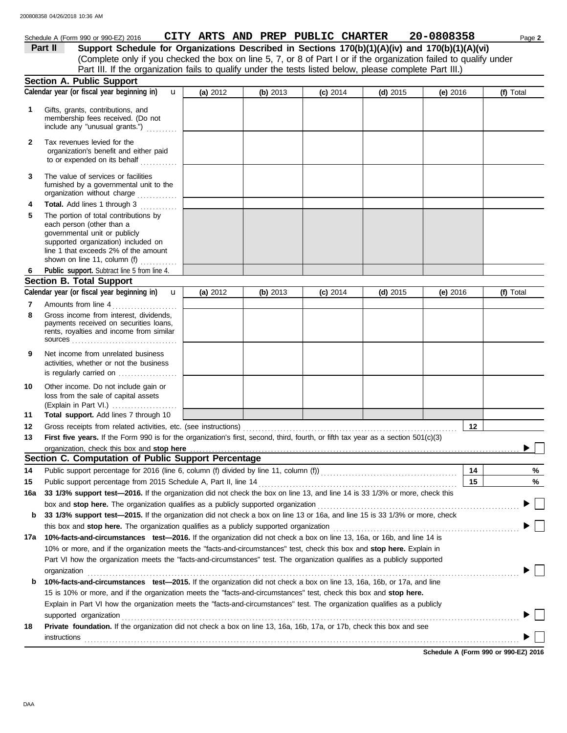Schedule A (Form 990 or 990-EZ) 2016 **CITY ARTS AND PREP PUBLIC CHARTER 20-0808358**

**Part II** **Support Schedule for Organizations Described in Sections 170(b)(1)(A)(iv) and 170(b)(1)(A)(vi)**
(Complete only if you checked the box on line 5, 7, or 8 of Part I or if the organization failed to qualify under Part III. If the organization fails to qualify under the tests listed below, please complete Part III.)

## Section A. Public Support

| Calendar year (or fiscal year beginning in) | (a) 2012 | (b) 2013 | (c) 2014 | (d) 2015 | (e) 2016 | (f) Total |
|---|---|---|---|---|---|---|
| **1** Gifts, grants, contributions, and membership fees received. (Do not include any "unusual grants.") | | | | | | |
| **2** Tax revenues levied for the organization's benefit and either paid to or expended on its behalf | | | | | | |
| **3** The value of services or facilities furnished by a governmental unit to the organization without charge | | | | | | |
| **4** **Total.** Add lines 1 through 3 | | | | | | |
| **5** The portion of total contributions by each person (other than a governmental unit or publicly supported organization) included on line 1 that exceeds 2% of the amount shown on line 11, column (f) | | | | | | |
| **6** **Public support.** Subtract line 5 from line 4. | | | | | | |

## Section B. Total Support

| Calendar year (or fiscal year beginning in) | (a) 2012 | (b) 2013 | (c) 2014 | (d) 2015 | (e) 2016 | (f) Total |
|---|---|---|---|---|---|---|
| **7** Amounts from line 4 | | | | | | |
| **8** Gross income from interest, dividends, payments received on securities loans, rents, royalties and income from similar sources | | | | | | |
| **9** Net income from unrelated business activities, whether or not the business is regularly carried on | | | | | | |
| **10** Other income. Do not include gain or loss from the sale of capital assets (Explain in Part VI.) | | | | | | |
| **11** **Total support.** Add lines 7 through 10 | | | | | | |

**12** Gross receipts from related activities, etc. (see instructions) **12**

**13** **First five years.** If the Form 990 is for the organization's first, second, third, fourth, or fifth tax year as a section 501(c)(3) organization, check this box and **stop here** ▶ ☐

## Section C. Computation of Public Support Percentage

**14** Public support percentage for 2016 (line 6, column (f) divided by line 11, column (f)) **14** %

**15** Public support percentage from 2015 Schedule A, Part II, line 14 **15** %

**16a** **33 1/3% support test—2016.** If the organization did not check the box on line 13, and line 14 is 33 1/3% or more, check this box and **stop here.** The organization qualifies as a publicly supported organization ▶ ☐

**b** **33 1/3% support test—2015.** If the organization did not check a box on line 13 or 16a, and line 15 is 33 1/3% or more, check this box and **stop here.** The organization qualifies as a publicly supported organization ▶ ☐

**17a** **10%-facts-and-circumstances test—2016.** If the organization did not check a box on line 13, 16a, or 16b, and line 14 is 10% or more, and if the organization meets the "facts-and-circumstances" test, check this box and **stop here.** Explain in Part VI how the organization meets the "facts-and-circumstances" test. The organization qualifies as a publicly supported organization ▶ ☐

**b** **10%-facts-and-circumstances test—2015.** If the organization did not check a box on line 13, 16a, 16b, or 17a, and line 15 is 10% or more, and if the organization meets the "facts-and-circumstances" test, check this box and **stop here.** Explain in Part VI how the organization meets the "facts-and-circumstances" test. The organization qualifies as a publicly supported organization ▶ ☐

**18** **Private foundation.** If the organization did not check a box on line 13, 16a, 16b, 17a, or 17b, check this box and see instructions ▶ ☐

**Schedule A (Form 990 or 990-EZ) 2016**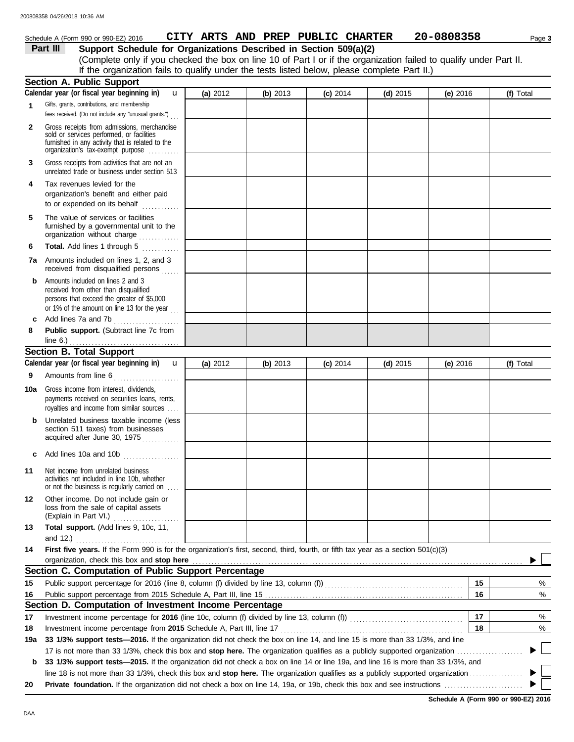Schedule A (Form 990 or 990-EZ) 2016 **CITY ARTS AND PREP PUBLIC CHARTER 20-0808358** Page **3**

## Part III Support Schedule for Organizations Described in Section 509(a)(2)

(Complete only if you checked the box on line 10 of Part I or if the organization failed to qualify under Part II. If the organization fails to qualify under the tests listed below, please complete Part II.)

### Section A. Public Support

| Calendar year (or fiscal year beginning in) | (a) 2012 | (b) 2013 | (c) 2014 | (d) 2015 | (e) 2016 | (f) Total |
|---|---|---|---|---|---|---|
| **1** Gifts, grants, contributions, and membership fees received. (Do not include any "unusual grants.") | | | | | | |
| **2** Gross receipts from admissions, merchandise sold or services performed, or facilities furnished in any activity that is related to the organization's tax-exempt purpose | | | | | | |
| **3** Gross receipts from activities that are not an unrelated trade or business under section 513 | | | | | | |
| **4** Tax revenues levied for the organization's benefit and either paid to or expended on its behalf | | | | | | |
| **5** The value of services or facilities furnished by a governmental unit to the organization without charge | | | | | | |
| **6** **Total.** Add lines 1 through 5 | | | | | | |
| **7a** Amounts included on lines 1, 2, and 3 received from disqualified persons | | | | | | |
| **b** Amounts included on lines 2 and 3 received from other than disqualified persons that exceed the greater of $5,000 or 1% of the amount on line 13 for the year | | | | | | |
| **c** Add lines 7a and 7b | | | | | | |
| **8** **Public support.** (Subtract line 7c from line 6.) | | | | | | |

### Section B. Total Support

| Calendar year (or fiscal year beginning in) | (a) 2012 | (b) 2013 | (c) 2014 | (d) 2015 | (e) 2016 | (f) Total |
|---|---|---|---|---|---|---|
| **9** Amounts from line 6 | | | | | | |
| **10a** Gross income from interest, dividends, payments received on securities loans, rents, royalties and income from similar sources | | | | | | |
| **b** Unrelated business taxable income (less section 511 taxes) from businesses acquired after June 30, 1975 | | | | | | |
| **c** Add lines 10a and 10b | | | | | | |
| **11** Net income from unrelated business activities not included in line 10b, whether or not the business is regularly carried on | | | | | | |
| **12** Other income. Do not include gain or loss from the sale of capital assets (Explain in Part VI.) | | | | | | |
| **13** **Total support.** (Add lines 9, 10c, 11, and 12.) | | | | | | |

**14** **First five years.** If the Form 990 is for the organization's first, second, third, fourth, or fifth tax year as a section 501(c)(3) organization, check this box and **stop here** ▶ ☐

### Section C. Computation of Public Support Percentage

| | | | |
|---|---|---|---|
| **15** | Public support percentage for 2016 (line 8, column (f) divided by line 13, column (f)) | **15** | % |
| **16** | Public support percentage from 2015 Schedule A, Part III, line 15 | **16** | % |

### Section D. Computation of Investment Income Percentage

| | | | |
|---|---|---|---|
| **17** | Investment income percentage for **2016** (line 10c, column (f) divided by line 13, column (f)) | **17** | % |
| **18** | Investment income percentage from **2015** Schedule A, Part III, line 17 | **18** | % |

**19a** **33 1/3% support tests—2016.** If the organization did not check the box on line 14, and line 15 is more than 33 1/3%, and line 17 is not more than 33 1/3%, check this box and **stop here.** The organization qualifies as a publicly supported organization ▶ ☐

**b** **33 1/3% support tests—2015.** If the organization did not check a box on line 14 or line 19a, and line 16 is more than 33 1/3%, and line 18 is not more than 33 1/3%, check this box and **stop here.** The organization qualifies as a publicly supported organization ▶ ☐

**20** **Private foundation.** If the organization did not check a box on line 14, 19a, or 19b, check this box and see instructions ▶ ☐

**Schedule A (Form 990 or 990-EZ) 2016**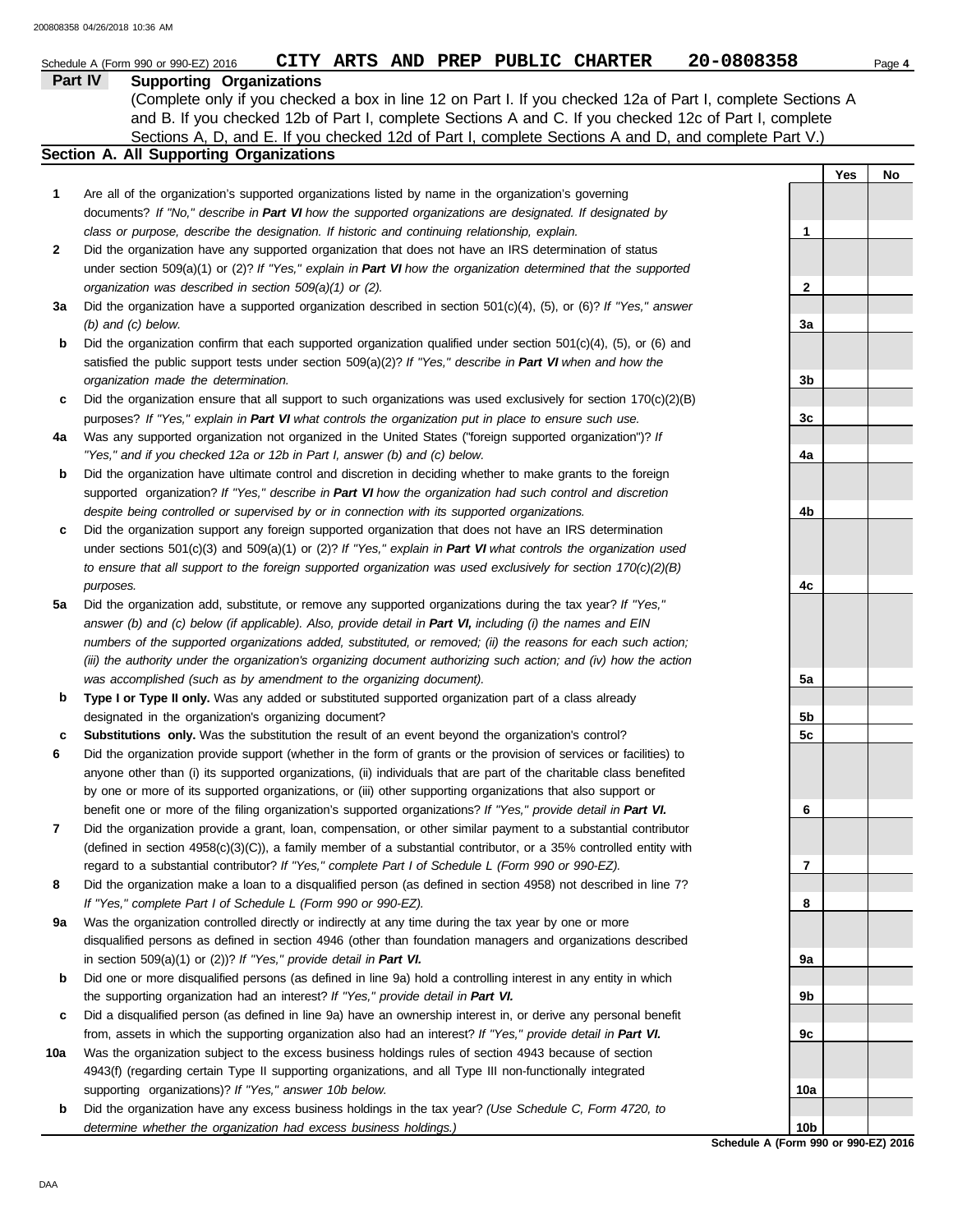Schedule A (Form 990 or 990-EZ) 2016 **CITY ARTS AND PREP PUBLIC CHARTER 20-0808358** Page **4**

## Part IV Supporting Organizations

(Complete only if you checked a box in line 12 on Part I. If you checked 12a of Part I, complete Sections A and B. If you checked 12b of Part I, complete Sections A and C. If you checked 12c of Part I, complete Sections A, D, and E. If you checked 12d of Part I, complete Sections A and D, and complete Part V.)

### Section A. All Supporting Organizations

| | | | Yes | No |
|---|---|---|---|---|
| **1** | Are all of the organization's supported organizations listed by name in the organization's governing documents? *If "No," describe in **Part VI** how the supported organizations are designated. If designated by class or purpose, describe the designation. If historic and continuing relationship, explain.* | **1** | | |
| **2** | Did the organization have any supported organization that does not have an IRS determination of status under section 509(a)(1) or (2)? *If "Yes," explain in **Part VI** how the organization determined that the supported organization was described in section 509(a)(1) or (2).* | **2** | | |
| **3a** | Did the organization have a supported organization described in section 501(c)(4), (5), or (6)? *If "Yes," answer (b) and (c) below.* | **3a** | | |
| **b** | Did the organization confirm that each supported organization qualified under section 501(c)(4), (5), or (6) and satisfied the public support tests under section 509(a)(2)? *If "Yes," describe in **Part VI** when and how the organization made the determination.* | **3b** | | |
| **c** | Did the organization ensure that all support to such organizations was used exclusively for section 170(c)(2)(B) purposes? *If "Yes," explain in **Part VI** what controls the organization put in place to ensure such use.* | **3c** | | |
| **4a** | Was any supported organization not organized in the United States ("foreign supported organization")? *If "Yes," and if you checked 12a or 12b in Part I, answer (b) and (c) below.* | **4a** | | |
| **b** | Did the organization have ultimate control and discretion in deciding whether to make grants to the foreign supported organization? *If "Yes," describe in **Part VI** how the organization had such control and discretion despite being controlled or supervised by or in connection with its supported organizations.* | **4b** | | |
| **c** | Did the organization support any foreign supported organization that does not have an IRS determination under sections 501(c)(3) and 509(a)(1) or (2)? *If "Yes," explain in **Part VI** what controls the organization used to ensure that all support to the foreign supported organization was used exclusively for section 170(c)(2)(B) purposes.* | **4c** | | |
| **5a** | Did the organization add, substitute, or remove any supported organizations during the tax year? *If "Yes," answer (b) and (c) below (if applicable). Also, provide detail in **Part VI,** including (i) the names and EIN numbers of the supported organizations added, substituted, or removed; (ii) the reasons for each such action; (iii) the authority under the organization's organizing document authorizing such action; and (iv) how the action was accomplished (such as by amendment to the organizing document).* | **5a** | | |
| **b** | **Type I or Type II only.** Was any added or substituted supported organization part of a class already designated in the organization's organizing document? | **5b** | | |
| **c** | **Substitutions only.** Was the substitution the result of an event beyond the organization's control? | **5c** | | |
| **6** | Did the organization provide support (whether in the form of grants or the provision of services or facilities) to anyone other than (i) its supported organizations, (ii) individuals that are part of the charitable class benefited by one or more of its supported organizations, or (iii) other supporting organizations that also support or benefit one or more of the filing organization's supported organizations? *If "Yes," provide detail in **Part VI.*** | **6** | | |
| **7** | Did the organization provide a grant, loan, compensation, or other similar payment to a substantial contributor (defined in section 4958(c)(3)(C)), a family member of a substantial contributor, or a 35% controlled entity with regard to a substantial contributor? *If "Yes," complete Part I of Schedule L (Form 990 or 990-EZ).* | **7** | | |
| **8** | Did the organization make a loan to a disqualified person (as defined in section 4958) not described in line 7? *If "Yes," complete Part I of Schedule L (Form 990 or 990-EZ).* | **8** | | |
| **9a** | Was the organization controlled directly or indirectly at any time during the tax year by one or more disqualified persons as defined in section 4946 (other than foundation managers and organizations described in section 509(a)(1) or (2))? *If "Yes," provide detail in **Part VI.*** | **9a** | | |
| **b** | Did one or more disqualified persons (as defined in line 9a) hold a controlling interest in any entity in which the supporting organization had an interest? *If "Yes," provide detail in **Part VI.*** | **9b** | | |
| **c** | Did a disqualified person (as defined in line 9a) have an ownership interest in, or derive any personal benefit from, assets in which the supporting organization also had an interest? *If "Yes," provide detail in **Part VI.*** | **9c** | | |
| **10a** | Was the organization subject to the excess business holdings rules of section 4943 because of section 4943(f) (regarding certain Type II supporting organizations, and all Type III non-functionally integrated supporting organizations)? *If "Yes," answer 10b below.* | **10a** | | |
| **b** | Did the organization have any excess business holdings in the tax year? *(Use Schedule C, Form 4720, to determine whether the organization had excess business holdings.)* | **10b** | | |

**Schedule A (Form 990 or 990-EZ) 2016**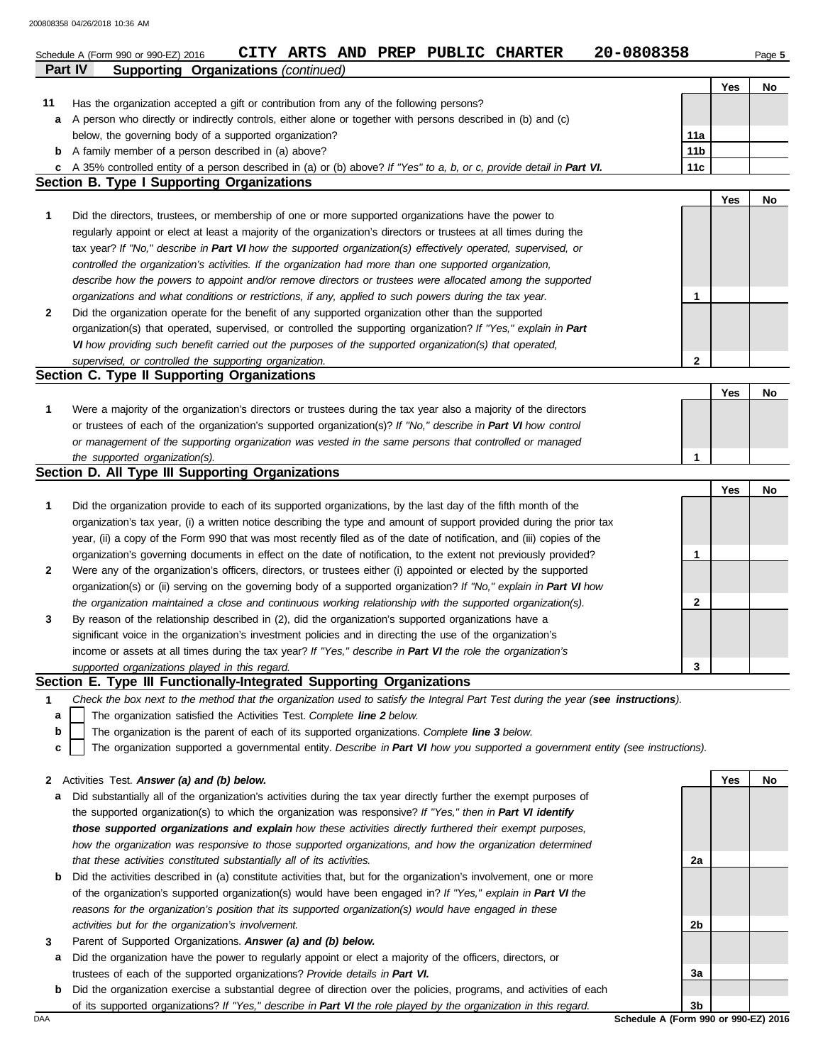Schedule A (Form 990 or 990-EZ) 2016 **CITY ARTS AND PREP PUBLIC CHARTER 20-0808358**

## Part IV Supporting Organizations *(continued)*

| | | | Yes | No |
|---|---|---|---|---|
| **11** | Has the organization accepted a gift or contribution from any of the following persons? | | | |
| **a** | A person who directly or indirectly controls, either alone or together with persons described in (b) and (c) below, the governing body of a supported organization? | **11a** | | |
| **b** | A family member of a person described in (a) above? | **11b** | | |
| **c** | A 35% controlled entity of a person described in (a) or (b) above? *If "Yes" to a, b, or c, provide detail in **Part VI.*** | **11c** | | |

### Section B. Type I Supporting Organizations

| | | | Yes | No |
|---|---|---|---|---|
| **1** | Did the directors, trustees, or membership of one or more supported organizations have the power to regularly appoint or elect at least a majority of the organization's directors or trustees at all times during the tax year? *If "No," describe in **Part VI** how the supported organization(s) effectively operated, supervised, or controlled the organization's activities. If the organization had more than one supported organization, describe how the powers to appoint and/or remove directors or trustees were allocated among the supported organizations and what conditions or restrictions, if any, applied to such powers during the tax year.* | **1** | | |
| **2** | Did the organization operate for the benefit of any supported organization other than the supported organization(s) that operated, supervised, or controlled the supporting organization? *If "Yes," explain in **Part VI** how providing such benefit carried out the purposes of the supported organization(s) that operated, supervised, or controlled the supporting organization.* | **2** | | |

### Section C. Type II Supporting Organizations

| | | | Yes | No |
|---|---|---|---|---|
| **1** | Were a majority of the organization's directors or trustees during the tax year also a majority of the directors or trustees of each of the organization's supported organization(s)? *If "No," describe in **Part VI** how control or management of the supporting organization was vested in the same persons that controlled or managed the supported organization(s).* | **1** | | |

### Section D. All Type III Supporting Organizations

| | | | Yes | No |
|---|---|---|---|---|
| **1** | Did the organization provide to each of its supported organizations, by the last day of the fifth month of the organization's tax year, (i) a written notice describing the type and amount of support provided during the prior tax year, (ii) a copy of the Form 990 that was most recently filed as of the date of notification, and (iii) copies of the organization's governing documents in effect on the date of notification, to the extent not previously provided? | **1** | | |
| **2** | Were any of the organization's officers, directors, or trustees either (i) appointed or elected by the supported organization(s) or (ii) serving on the governing body of a supported organization? *If "No," explain in **Part VI** how the organization maintained a close and continuous working relationship with the supported organization(s).* | **2** | | |
| **3** | By reason of the relationship described in (2), did the organization's supported organizations have a significant voice in the organization's investment policies and in directing the use of the organization's income or assets at all times during the tax year? *If "Yes," describe in **Part VI** the role the organization's supported organizations played in this regard.* | **3** | | |

### Section E. Type III Functionally-Integrated Supporting Organizations

**1** *Check the box next to the method that the organization used to satisfy the Integral Part Test during the year (**see instructions**).*

- **a** ☐ The organization satisfied the Activities Test. *Complete **line 2** below.*
- **b** ☐ The organization is the parent of each of its supported organizations. *Complete **line 3** below.*
- **c** ☐ The organization supported a governmental entity. *Describe in **Part VI** how you supported a government entity (see instructions).*

| | | | Yes | No |
|---|---|---|---|---|
| **2** | Activities Test. ***Answer (a) and (b) below.*** | | | |
| **a** | Did substantially all of the organization's activities during the tax year directly further the exempt purposes of the supported organization(s) to which the organization was responsive? *If "Yes," then in **Part VI identify those supported organizations and explain** how these activities directly furthered their exempt purposes, how the organization was responsive to those supported organizations, and how the organization determined that these activities constituted substantially all of its activities.* | **2a** | | |
| **b** | Did the activities described in (a) constitute activities that, but for the organization's involvement, one or more of the organization's supported organization(s) would have been engaged in? *If "Yes," explain in **Part VI** the reasons for the organization's position that its supported organization(s) would have engaged in these activities but for the organization's involvement.* | **2b** | | |
| **3** | Parent of Supported Organizations. ***Answer (a) and (b) below.*** | | | |
| **a** | Did the organization have the power to regularly appoint or elect a majority of the officers, directors, or trustees of each of the supported organizations? ***Provide details in Part VI.*** | **3a** | | |
| **b** | Did the organization exercise a substantial degree of direction over the policies, programs, and activities of each of its supported organizations? *If "Yes," describe in **Part VI** the role played by the organization in this regard.* | **3b** | | |

DAA **Schedule A (Form 990 or 990-EZ) 2016**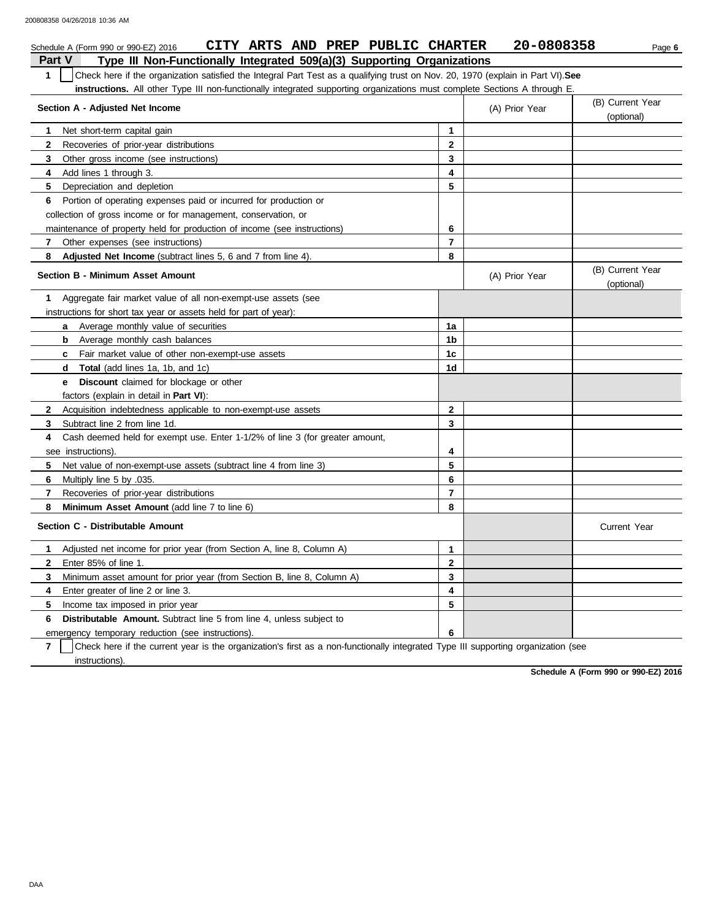Schedule A (Form 990 or 990-EZ) 2016 **CITY ARTS AND PREP PUBLIC CHARTER 20-0808358**

## Part V Type III Non-Functionally Integrated 509(a)(3) Supporting Organizations

**1** ☐ Check here if the organization satisfied the Integral Part Test as a qualifying trust on Nov. 20, 1970 (explain in Part VI). **See instructions.** All other Type III non-functionally integrated supporting organizations must complete Sections A through E.

| **Section A - Adjusted Net Income** | | (A) Prior Year | (B) Current Year (optional) |
|---|---|---|---|
| **1** Net short-term capital gain | 1 | | |
| **2** Recoveries of prior-year distributions | 2 | | |
| **3** Other gross income (see instructions) | 3 | | |
| **4** Add lines 1 through 3. | 4 | | |
| **5** Depreciation and depletion | 5 | | |
| **6** Portion of operating expenses paid or incurred for production or collection of gross income or for management, conservation, or maintenance of property held for production of income (see instructions) | 6 | | |
| **7** Other expenses (see instructions) | 7 | | |
| **8** **Adjusted Net Income** (subtract lines 5, 6 and 7 from line 4). | 8 | | |

| **Section B - Minimum Asset Amount** | | (A) Prior Year | (B) Current Year (optional) |
|---|---|---|---|
| **1** Aggregate fair market value of all non-exempt-use assets (see instructions for short tax year or assets held for part of year): | | | |
| **a** Average monthly value of securities | 1a | | |
| **b** Average monthly cash balances | 1b | | |
| **c** Fair market value of other non-exempt-use assets | 1c | | |
| **d** **Total** (add lines 1a, 1b, and 1c) | 1d | | |
| **e** **Discount** claimed for blockage or other factors (explain in detail in **Part VI**): | | | |
| **2** Acquisition indebtedness applicable to non-exempt-use assets | 2 | | |
| **3** Subtract line 2 from line 1d. | 3 | | |
| **4** Cash deemed held for exempt use. Enter 1-1/2% of line 3 (for greater amount, see instructions). | 4 | | |
| **5** Net value of non-exempt-use assets (subtract line 4 from line 3) | 5 | | |
| **6** Multiply line 5 by .035. | 6 | | |
| **7** Recoveries of prior-year distributions | 7 | | |
| **8** **Minimum Asset Amount** (add line 7 to line 6) | 8 | | |

| **Section C - Distributable Amount** | | | Current Year |
|---|---|---|---|
| **1** Adjusted net income for prior year (from Section A, line 8, Column A) | 1 | | |
| **2** Enter 85% of line 1. | 2 | | |
| **3** Minimum asset amount for prior year (from Section B, line 8, Column A) | 3 | | |
| **4** Enter greater of line 2 or line 3. | 4 | | |
| **5** Income tax imposed in prior year | 5 | | |
| **6** **Distributable Amount.** Subtract line 5 from line 4, unless subject to emergency temporary reduction (see instructions). | 6 | | |

**7** ☐ Check here if the current year is the organization's first as a non-functionally integrated Type III supporting organization (see instructions).

**Schedule A (Form 990 or 990-EZ) 2016**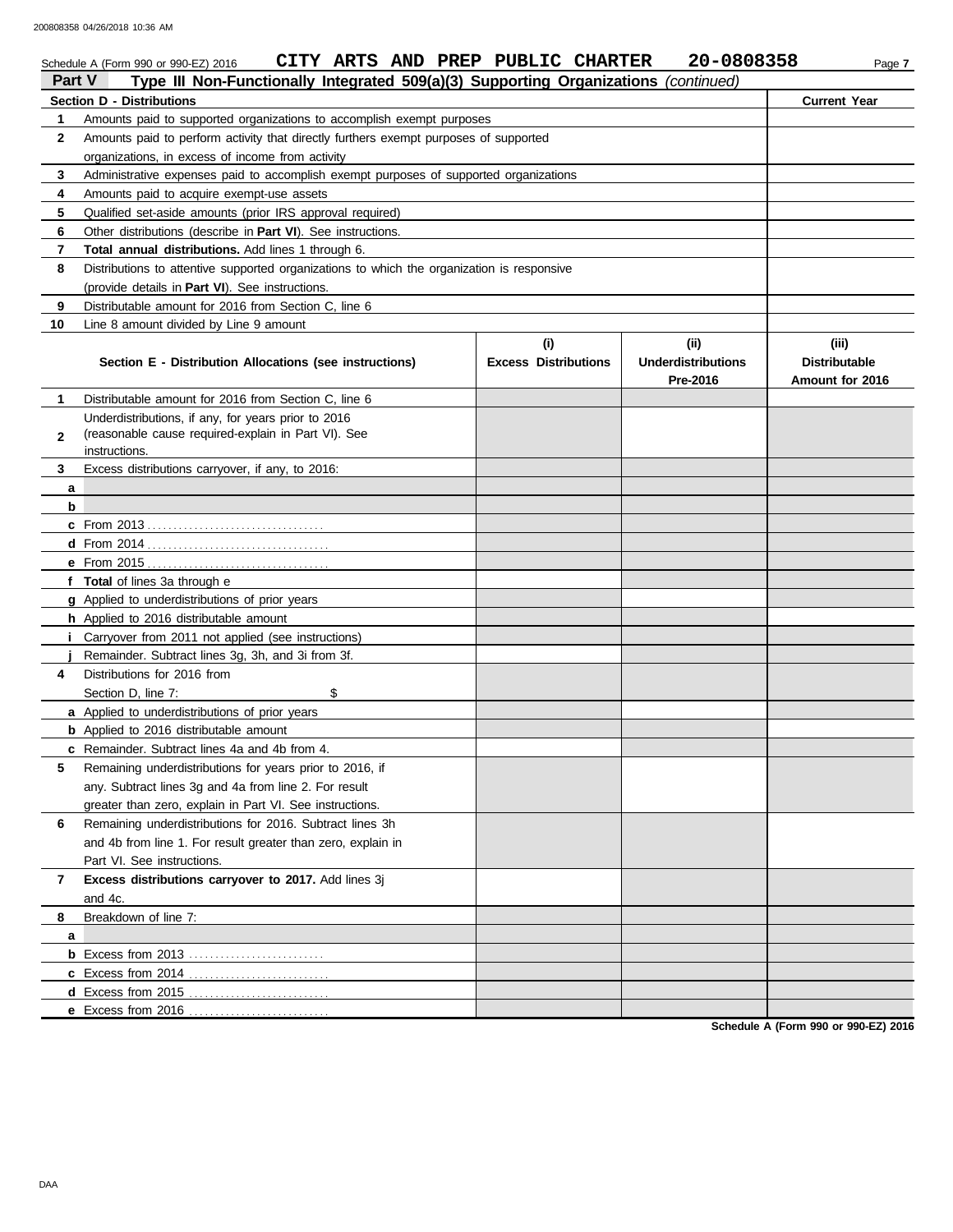Schedule A (Form 990 or 990-EZ) 2016 **CITY ARTS AND PREP PUBLIC CHARTER 20-0808358** Page **7**

## Part V Type III Non-Functionally Integrated 509(a)(3) Supporting Organizations *(continued)*

| Section D - Distributions | | Current Year |
|---|---|---|
| 1 | Amounts paid to supported organizations to accomplish exempt purposes | |
| 2 | Amounts paid to perform activity that directly furthers exempt purposes of supported organizations, in excess of income from activity | |
| 3 | Administrative expenses paid to accomplish exempt purposes of supported organizations | |
| 4 | Amounts paid to acquire exempt-use assets | |
| 5 | Qualified set-aside amounts (prior IRS approval required) | |
| 6 | Other distributions (describe in **Part VI**). See instructions. | |
| 7 | **Total annual distributions.** Add lines 1 through 6. | |
| 8 | Distributions to attentive supported organizations to which the organization is responsive (provide details in **Part VI**). See instructions. | |
| 9 | Distributable amount for 2016 from Section C, line 6 | |
| 10 | Line 8 amount divided by Line 9 amount | |

| | Section E - Distribution Allocations (see instructions) | (i) Excess Distributions | (ii) Underdistributions Pre-2016 | (iii) Distributable Amount for 2016 |
|---|---|---|---|---|
| 1 | Distributable amount for 2016 from Section C, line 6 | | | |
| 2 | Underdistributions, if any, for years prior to 2016 (reasonable cause required-explain in Part VI). See instructions. | | | |
| 3 | Excess distributions carryover, if any, to 2016: | | | |
| a | | | | |
| b | | | | |
| c | From 2013 | | | |
| d | From 2014 | | | |
| e | From 2015 | | | |
| f | **Total** of lines 3a through e | | | |
| g | Applied to underdistributions of prior years | | | |
| h | Applied to 2016 distributable amount | | | |
| i | Carryover from 2011 not applied (see instructions) | | | |
| j | Remainder. Subtract lines 3g, 3h, and 3i from 3f. | | | |
| 4 | Distributions for 2016 from Section D, line 7: $ | | | |
| a | Applied to underdistributions of prior years | | | |
| b | Applied to 2016 distributable amount | | | |
| c | Remainder. Subtract lines 4a and 4b from 4. | | | |
| 5 | Remaining underdistributions for years prior to 2016, if any. Subtract lines 3g and 4a from line 2. For result greater than zero, explain in Part VI. See instructions. | | | |
| 6 | Remaining underdistributions for 2016. Subtract lines 3h and 4b from line 1. For result greater than zero, explain in Part VI. See instructions. | | | |
| 7 | **Excess distributions carryover to 2017.** Add lines 3j and 4c. | | | |
| 8 | Breakdown of line 7: | | | |
| a | | | | |
| b | Excess from 2013 | | | |
| c | Excess from 2014 | | | |
| d | Excess from 2015 | | | |
| e | Excess from 2016 | | | |

**Schedule A (Form 990 or 990-EZ) 2016**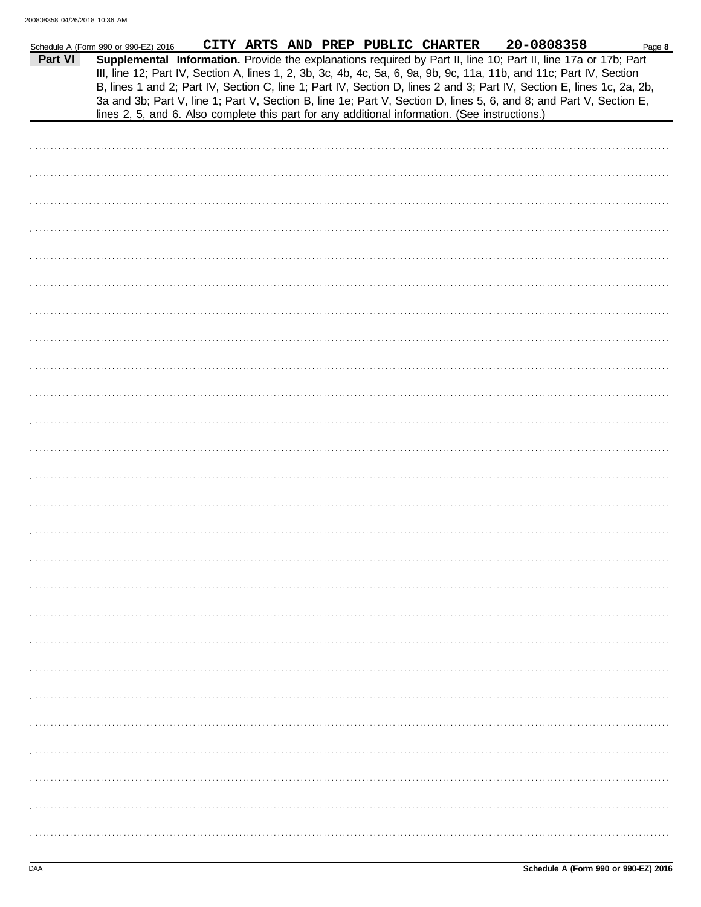Schedule A (Form 990 or 990-EZ) 2016 CITY ARTS AND PREP PUBLIC CHARTER 20-0808358

**Part VI** **Supplemental Information.** Provide the explanations required by Part II, line 10; Part II, line 17a or 17b; Part III, line 12; Part IV, Section A, lines 1, 2, 3b, 3c, 4b, 4c, 5a, 6, 9a, 9b, 9c, 11a, 11b, and 11c; Part IV, Section B, lines 1 and 2; Part IV, Section C, line 1; Part IV, Section D, lines 2 and 3; Part IV, Section E, lines 1c, 2a, 2b, 3a and 3b; Part V, line 1; Part V, Section B, line 1e; Part V, Section D, lines 5, 6, and 8; and Part V, Section E, lines 2, 5, and 6. Also complete this part for any additional information. (See instructions.)

DAA

Schedule A (Form 990 or 990-EZ) 2016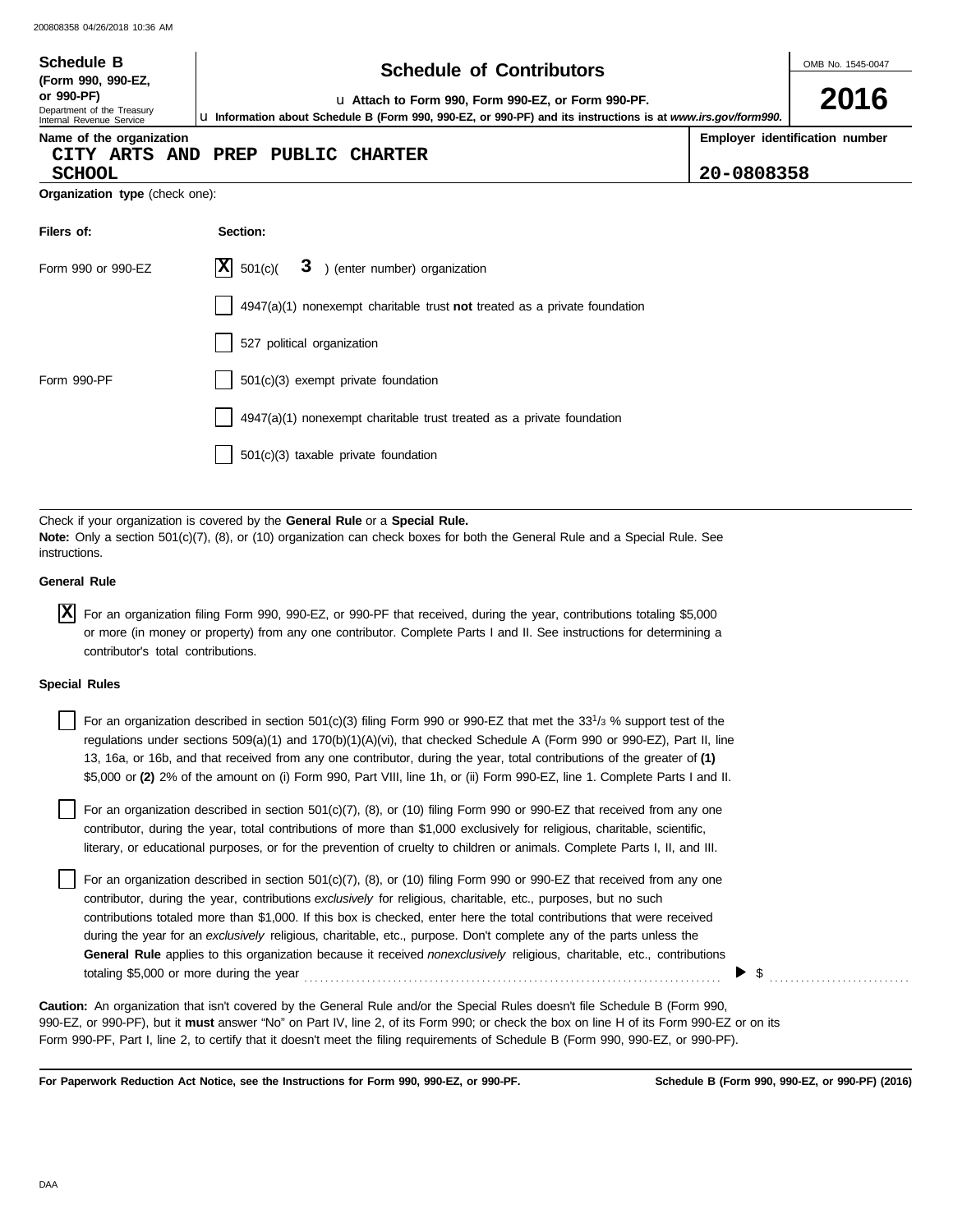**Schedule B** (Form 990, 990-EZ, or 990-PF)
Department of the Treasury
Internal Revenue Service

# Schedule of Contributors

u Attach to Form 990, Form 990-EZ, or Form 990-PF.

u Information about Schedule B (Form 990, 990-EZ, or 990-PF) and its instructions is at *www.irs.gov/form990.*

OMB No. 1545-0047

**2016**

| Name of the organization | Employer identification number |
|---|---|
| CITY ARTS AND PREP PUBLIC CHARTER SCHOOL | 20-0808358 |

**Organization type** (check one):

| Filers of: | Section: |
|---|---|
| Form 990 or 990-EZ | [X] 501(c)( 3 ) (enter number) organization |
| | [ ] 4947(a)(1) nonexempt charitable trust **not** treated as a private foundation |
| | [ ] 527 political organization |
| Form 990-PF | [ ] 501(c)(3) exempt private foundation |
| | [ ] 4947(a)(1) nonexempt charitable trust treated as a private foundation |
| | [ ] 501(c)(3) taxable private foundation |

Check if your organization is covered by the **General Rule** or a **Special Rule.**
**Note:** Only a section 501(c)(7), (8), or (10) organization can check boxes for both the General Rule and a Special Rule. See instructions.

**General Rule**

[X] For an organization filing Form 990, 990-EZ, or 990-PF that received, during the year, contributions totaling $5,000 or more (in money or property) from any one contributor. Complete Parts I and II. See instructions for determining a contributor's total contributions.

**Special Rules**

[ ] For an organization described in section 501(c)(3) filing Form 990 or 990-EZ that met the 33 1/3 % support test of the regulations under sections 509(a)(1) and 170(b)(1)(A)(vi), that checked Schedule A (Form 990 or 990-EZ), Part II, line 13, 16a, or 16b, and that received from any one contributor, during the year, total contributions of the greater of **(1)** $5,000 or **(2)** 2% of the amount on (i) Form 990, Part VIII, line 1h, or (ii) Form 990-EZ, line 1. Complete Parts I and II.

[ ] For an organization described in section 501(c)(7), (8), or (10) filing Form 990 or 990-EZ that received from any one contributor, during the year, total contributions of more than $1,000 exclusively for religious, charitable, scientific, literary, or educational purposes, or for the prevention of cruelty to children or animals. Complete Parts I, II, and III.

[ ] For an organization described in section 501(c)(7), (8), or (10) filing Form 990 or 990-EZ that received from any one contributor, during the year, contributions *exclusively* for religious, charitable, etc., purposes, but no such contributions totaled more than $1,000. If this box is checked, enter here the total contributions that were received during the year for an *exclusively* religious, charitable, etc., purpose. Don't complete any of the parts unless the **General Rule** applies to this organization because it received *nonexclusively* religious, charitable, etc., contributions totaling $5,000 or more during the year ........ ▶ $ ..........

**Caution:** An organization that isn't covered by the General Rule and/or the Special Rules doesn't file Schedule B (Form 990, 990-EZ, or 990-PF), but it **must** answer "No" on Part IV, line 2, of its Form 990; or check the box on line H of its Form 990-EZ or on its Form 990-PF, Part I, line 2, to certify that it doesn't meet the filing requirements of Schedule B (Form 990, 990-EZ, or 990-PF).

**For Paperwork Reduction Act Notice, see the Instructions for Form 990, 990-EZ, or 990-PF.** **Schedule B (Form 990, 990-EZ, or 990-PF) (2016)**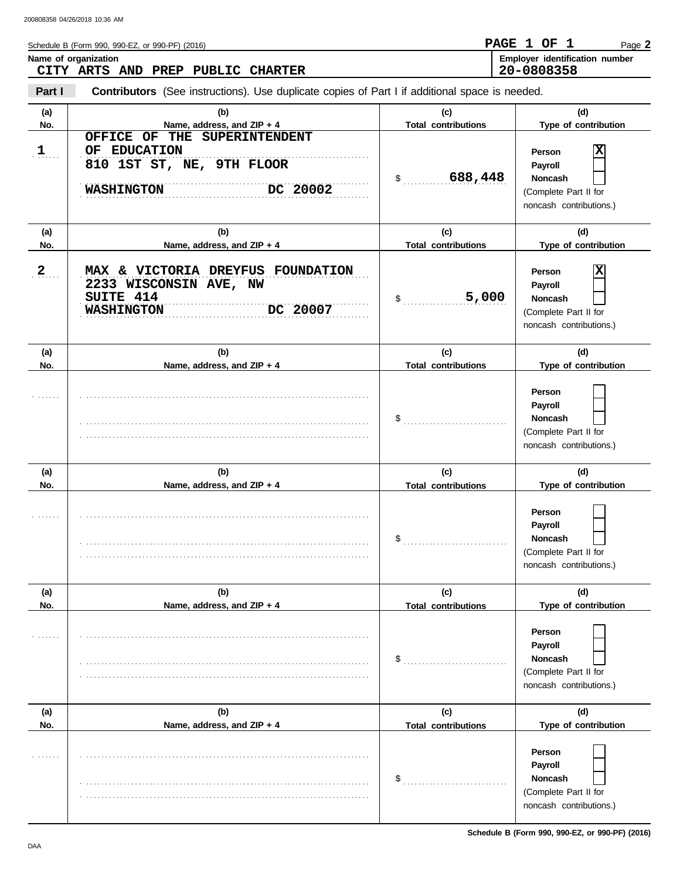Schedule B (Form 990, 990-EZ, or 990-PF) (2016)

**PAGE 1 OF 1** Page **2**

**Name of organization**
CITY ARTS AND PREP PUBLIC CHARTER

**Employer identification number**
20-0808358

**Part I** **Contributors** (See instructions). Use duplicate copies of Part I if additional space is needed.

| (a) No. | (b) Name, address, and ZIP + 4 | (c) Total contributions | (d) Type of contribution |
|---|---|---|---|
| 1 | OFFICE OF THE SUPERINTENDENT OF EDUCATION 810 1ST ST, NE, 9TH FLOOR WASHINGTON DC 20002 | $ 688,448 | Person [X] Payroll [ ] Noncash [ ] (Complete Part II for noncash contributions.) |
| 2 | MAX & VICTORIA DREYFUS FOUNDATION 2233 WISCONSIN AVE, NW SUITE 414 WASHINGTON DC 20007 | $ 5,000 | Person [X] Payroll [ ] Noncash [ ] (Complete Part II for noncash contributions.) |
| | | $ | Person [ ] Payroll [ ] Noncash [ ] (Complete Part II for noncash contributions.) |
| | | $ | Person [ ] Payroll [ ] Noncash [ ] (Complete Part II for noncash contributions.) |
| | | $ | Person [ ] Payroll [ ] Noncash [ ] (Complete Part II for noncash contributions.) |
| | | $ | Person [ ] Payroll [ ] Noncash [ ] (Complete Part II for noncash contributions.) |

**Schedule B (Form 990, 990-EZ, or 990-PF) (2016)**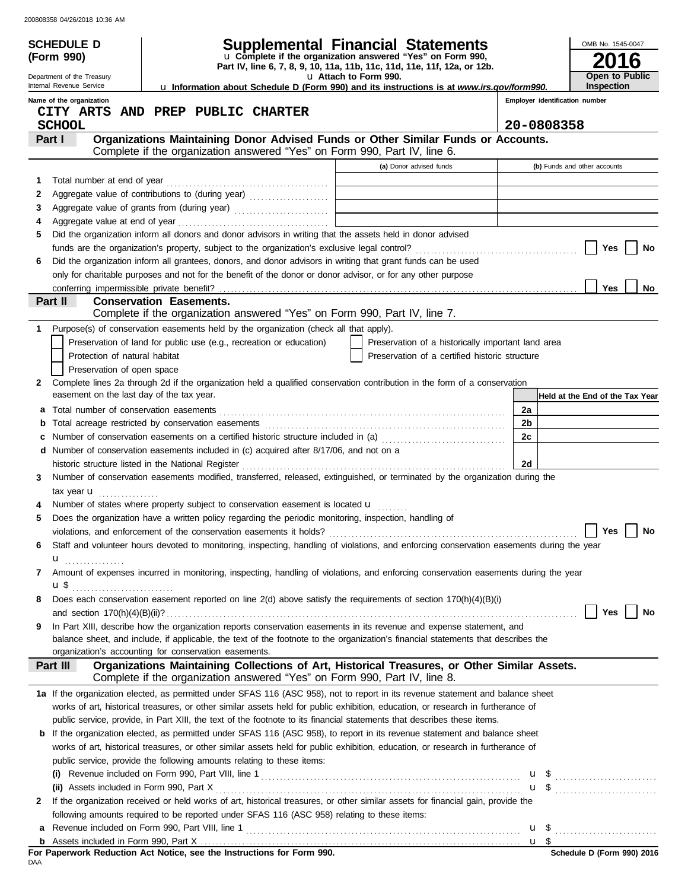**SCHEDULE D (Form 990)**

Department of the Treasury
Internal Revenue Service

# Supplemental Financial Statements

u Complete if the organization answered "Yes" on Form 990, Part IV, line 6, 7, 8, 9, 10, 11a, 11b, 11c, 11d, 11e, 11f, 12a, or 12b.
u Attach to Form 990.
u Information about Schedule D (Form 990) and its instructions is at *www.irs.gov/form990.*

OMB No. 1545-0047
**2016**
**Open to Public Inspection**

**Name of the organization:** CITY ARTS AND PREP PUBLIC CHARTER SCHOOL
**Employer identification number:** 20-0808358

## Part I — Organizations Maintaining Donor Advised Funds or Other Similar Funds or Accounts.
Complete if the organization answered "Yes" on Form 990, Part IV, line 6.

| | | (a) Donor advised funds | (b) Funds and other accounts |
|---|---|---|---|
| 1 | Total number at end of year | | |
| 2 | Aggregate value of contributions to (during year) | | |
| 3 | Aggregate value of grants from (during year) | | |
| 4 | Aggregate value at end of year | | |

5 Did the organization inform all donors and donor advisors in writing that the assets held in donor advised funds are the organization's property, subject to the organization's exclusive legal control? ☐ Yes ☐ No

6 Did the organization inform all grantees, donors, and donor advisors in writing that grant funds can be used only for charitable purposes and not for the benefit of the donor or donor advisor, or for any other purpose conferring impermissible private benefit? ☐ Yes ☐ No

## Part II — Conservation Easements.
Complete if the organization answered "Yes" on Form 990, Part IV, line 7.

1 Purpose(s) of conservation easements held by the organization (check all that apply).
- ☐ Preservation of land for public use (e.g., recreation or education)
- ☐ Preservation of a historically important land area
- ☐ Protection of natural habitat
- ☐ Preservation of a certified historic structure
- ☐ Preservation of open space

2 Complete lines 2a through 2d if the organization held a qualified conservation contribution in the form of a conservation easement on the last day of the tax year.

| | | | Held at the End of the Tax Year |
|---|---|---|---|
| a | Total number of conservation easements | 2a | |
| b | Total acreage restricted by conservation easements | 2b | |
| c | Number of conservation easements on a certified historic structure included in (a) | 2c | |
| d | Number of conservation easements included in (c) acquired after 8/17/06, and not on a historic structure listed in the National Register | 2d | |

3 Number of conservation easements modified, transferred, released, extinguished, or terminated by the organization during the tax year u

4 Number of states where property subject to conservation easement is located u

5 Does the organization have a written policy regarding the periodic monitoring, inspection, handling of violations, and enforcement of the conservation easements it holds? ☐ Yes ☐ No

6 Staff and volunteer hours devoted to monitoring, inspecting, handling of violations, and enforcing conservation easements during the year u

7 Amount of expenses incurred in monitoring, inspecting, handling of violations, and enforcing conservation easements during the year u $

8 Does each conservation easement reported on line 2(d) above satisfy the requirements of section 170(h)(4)(B)(i) and section 170(h)(4)(B)(ii)? ☐ Yes ☐ No

9 In Part XIII, describe how the organization reports conservation easements in its revenue and expense statement, and balance sheet, and include, if applicable, the text of the footnote to the organization's financial statements that describes the organization's accounting for conservation easements.

## Part III — Organizations Maintaining Collections of Art, Historical Treasures, or Other Similar Assets.
Complete if the organization answered "Yes" on Form 990, Part IV, line 8.

1a If the organization elected, as permitted under SFAS 116 (ASC 958), not to report in its revenue statement and balance sheet works of art, historical treasures, or other similar assets held for public exhibition, education, or research in furtherance of public service, provide, in Part XIII, the text of the footnote to its financial statements that describes these items.

b If the organization elected, as permitted under SFAS 116 (ASC 958), to report in its revenue statement and balance sheet works of art, historical treasures, or other similar assets held for public exhibition, education, or research in furtherance of public service, provide the following amounts relating to these items:

(i) Revenue included on Form 990, Part VIII, line 1 u $

(ii) Assets included in Form 990, Part X u $

2 If the organization received or held works of art, historical treasures, or other similar assets for financial gain, provide the following amounts required to be reported under SFAS 116 (ASC 958) relating to these items:

a Revenue included on Form 990, Part VIII, line 1 u $

b Assets included in Form 990, Part X u $

**For Paperwork Reduction Act Notice, see the Instructions for Form 990.**

Schedule D (Form 990) 2016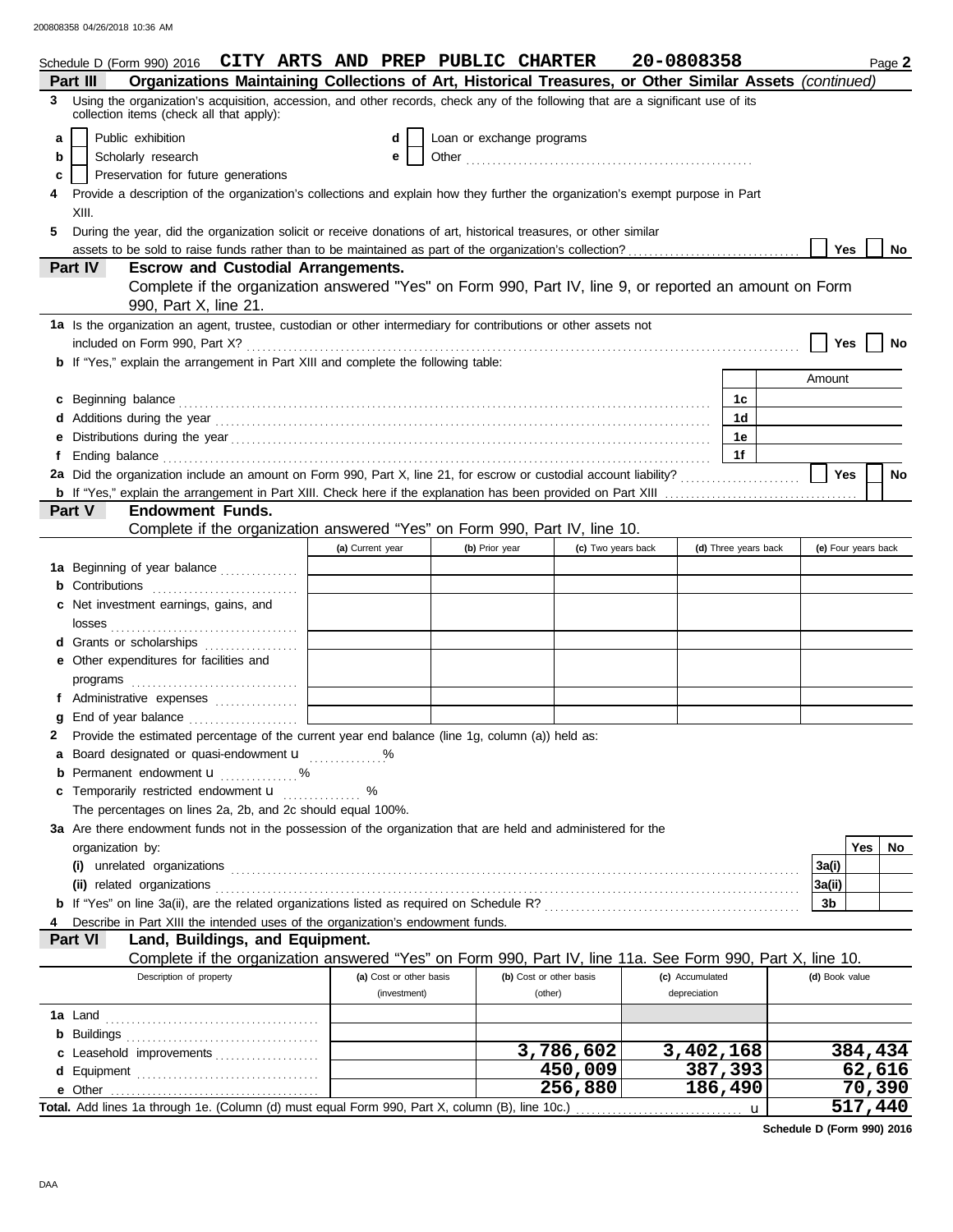Schedule D (Form 990) 2016 **CITY ARTS AND PREP PUBLIC CHARTER** **20-0808358** Page **2**

## Part III Organizations Maintaining Collections of Art, Historical Treasures, or Other Similar Assets *(continued)*

**3** Using the organization's acquisition, accession, and other records, check any of the following that are a significant use of its collection items (check all that apply):

- **a** ☐ Public exhibition
- **b** ☐ Scholarly research
- **c** ☐ Preservation for future generations
- **d** ☐ Loan or exchange programs
- **e** ☐ Other ..................................................

**4** Provide a description of the organization's collections and explain how they further the organization's exempt purpose in Part XIII.

**5** During the year, did the organization solicit or receive donations of art, historical treasures, or other similar assets to be sold to raise funds rather than to be maintained as part of the organization's collection? ☐ Yes ☐ No

## Part IV Escrow and Custodial Arrangements.

Complete if the organization answered "Yes" on Form 990, Part IV, line 9, or reported an amount on Form 990, Part X, line 21.

**1a** Is the organization an agent, trustee, custodian or other intermediary for contributions or other assets not included on Form 990, Part X? ☐ Yes ☐ No

**b** If "Yes," explain the arrangement in Part XIII and complete the following table:

| | | Amount |
|---|---|---|
| **c** Beginning balance | 1c | |
| **d** Additions during the year | 1d | |
| **e** Distributions during the year | 1e | |
| **f** Ending balance | 1f | |

**2a** Did the organization include an amount on Form 990, Part X, line 21, for escrow or custodial account liability? ☐ Yes ☐ No

**b** If "Yes," explain the arrangement in Part XIII. Check here if the explanation has been provided on Part XIII ☐

## Part V Endowment Funds.

Complete if the organization answered "Yes" on Form 990, Part IV, line 10.

| | (a) Current year | (b) Prior year | (c) Two years back | (d) Three years back | (e) Four years back |
|---|---|---|---|---|---|
| **1a** Beginning of year balance | | | | | |
| **b** Contributions | | | | | |
| **c** Net investment earnings, gains, and losses | | | | | |
| **d** Grants or scholarships | | | | | |
| **e** Other expenditures for facilities and programs | | | | | |
| **f** Administrative expenses | | | | | |
| **g** End of year balance | | | | | |

**2** Provide the estimated percentage of the current year end balance (line 1g, column (a)) held as:

**a** Board designated or quasi-endowment u ............. %

**b** Permanent endowment u ............. %

**c** Temporarily restricted endowment u ............. %

The percentages on lines 2a, 2b, and 2c should equal 100%.

**3a** Are there endowment funds not in the possession of the organization that are held and administered for the organization by:

| | | Yes | No |
|---|---|---|---|
| **(i)** unrelated organizations | 3a(i) | | |
| **(ii)** related organizations | 3a(ii) | | |
| **b** If "Yes" on line 3a(ii), are the related organizations listed as required on Schedule R? | 3b | | |

**4** Describe in Part XIII the intended uses of the organization's endowment funds.

## Part VI Land, Buildings, and Equipment.

Complete if the organization answered "Yes" on Form 990, Part IV, line 11a. See Form 990, Part X, line 10.

| Description of property | (a) Cost or other basis (investment) | (b) Cost or other basis (other) | (c) Accumulated depreciation | (d) Book value |
|---|---|---|---|---|
| **1a** Land | | | | |
| **b** Buildings | | | | |
| **c** Leasehold improvements | | 3,786,602 | 3,402,168 | 384,434 |
| **d** Equipment | | 450,009 | 387,393 | 62,616 |
| **e** Other | | 256,880 | 186,490 | 70,390 |
| **Total.** Add lines 1a through 1e. (Column (d) must equal Form 990, Part X, column (B), line 10c.) u | | | | 517,440 |

**Schedule D (Form 990) 2016**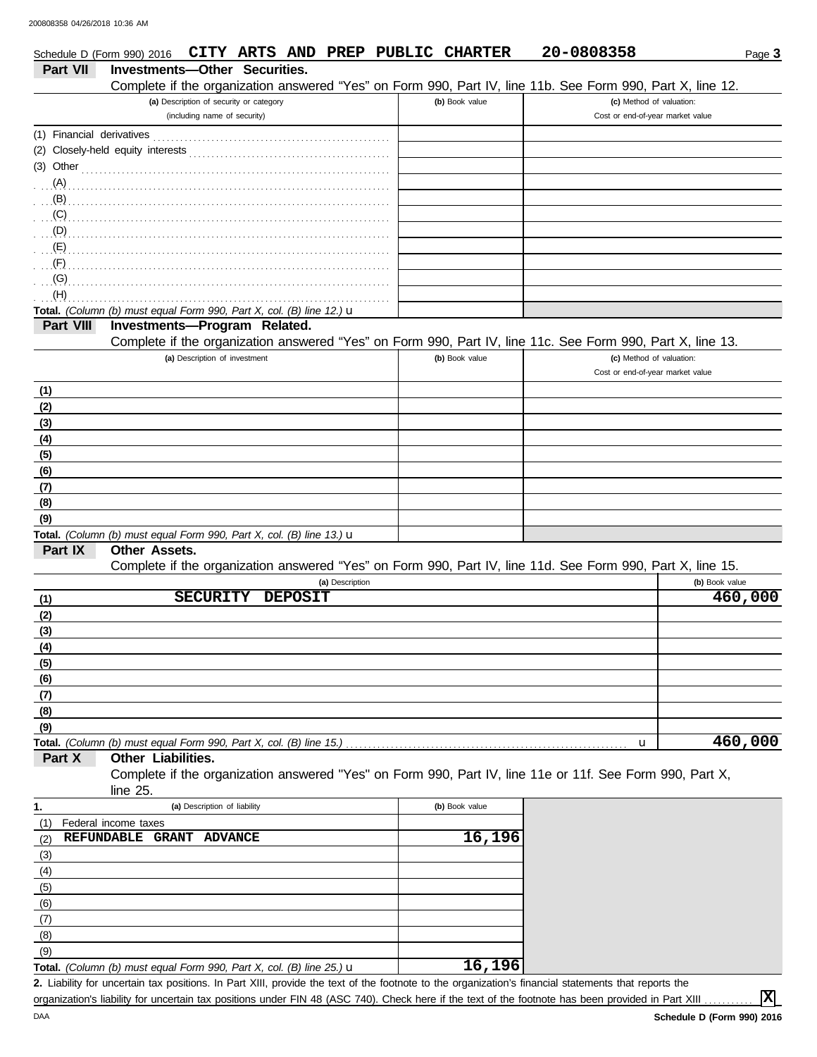Schedule D (Form 990) 2016 **CITY ARTS AND PREP PUBLIC CHARTER** **20-0808358** Page **3**

## Part VII Investments—Other Securities.

Complete if the organization answered "Yes" on Form 990, Part IV, line 11b. See Form 990, Part X, line 12.

| (a) Description of security or category (including name of security) | (b) Book value | (c) Method of valuation: Cost or end-of-year market value |
|---|---|---|
| (1) Financial derivatives | | |
| (2) Closely-held equity interests | | |
| (3) Other | | |
| (A) | | |
| (B) | | |
| (C) | | |
| (D) | | |
| (E) | | |
| (F) | | |
| (G) | | |
| (H) | | |
| **Total.** *(Column (b) must equal Form 990, Part X, col. (B) line 12.)* u | | |

## Part VIII Investments—Program Related.

Complete if the organization answered "Yes" on Form 990, Part IV, line 11c. See Form 990, Part X, line 13.

| (a) Description of investment | (b) Book value | (c) Method of valuation: Cost or end-of-year market value |
|---|---|---|
| (1) | | |
| (2) | | |
| (3) | | |
| (4) | | |
| (5) | | |
| (6) | | |
| (7) | | |
| (8) | | |
| (9) | | |
| **Total.** *(Column (b) must equal Form 990, Part X, col. (B) line 13.)* u | | |

## Part IX Other Assets.

Complete if the organization answered "Yes" on Form 990, Part IV, line 11d. See Form 990, Part X, line 15.

| (a) Description | (b) Book value |
|---|---|
| (1) SECURITY DEPOSIT | 460,000 |
| (2) | |
| (3) | |
| (4) | |
| (5) | |
| (6) | |
| (7) | |
| (8) | |
| (9) | |
| **Total.** *(Column (b) must equal Form 990, Part X, col. (B) line 15.)* u | 460,000 |

## Part X Other Liabilities.

Complete if the organization answered "Yes" on Form 990, Part IV, line 11e or 11f. See Form 990, Part X, line 25.

| 1. (a) Description of liability | (b) Book value |
|---|---|
| (1) Federal income taxes | |
| (2) REFUNDABLE GRANT ADVANCE | 16,196 |
| (3) | |
| (4) | |
| (5) | |
| (6) | |
| (7) | |
| (8) | |
| (9) | |
| **Total.** *(Column (b) must equal Form 990, Part X, col. (B) line 25.)* u | 16,196 |

**2.** Liability for uncertain tax positions. In Part XIII, provide the text of the footnote to the organization's financial statements that reports the organization's liability for uncertain tax positions under FIN 48 (ASC 740). Check here if the text of the footnote has been provided in Part XIII ........... **X**

DAA **Schedule D (Form 990) 2016**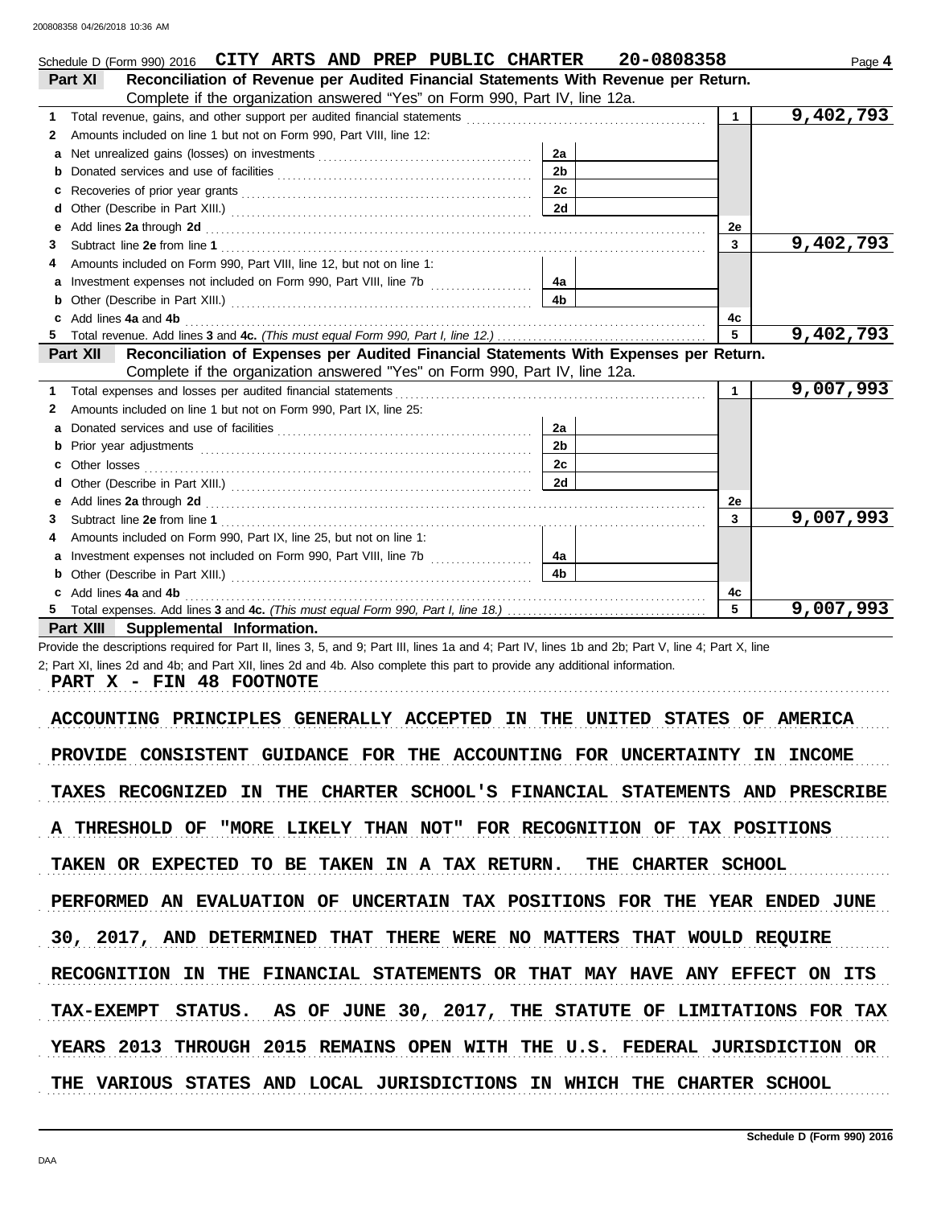200808358 04/26/2018 10:36 AM

Schedule D (Form 990) 2016 **CITY ARTS AND PREP PUBLIC CHARTER 20-0808358** Page **4**

## Part XI Reconciliation of Revenue per Audited Financial Statements With Revenue per Return.

Complete if the organization answered "Yes" on Form 990, Part IV, line 12a.

| | | | | | |
|---|---|---|---|---|---|
| **1** | Total revenue, gains, and other support per audited financial statements | | | 1 | 9,402,793 |
| **2** | Amounts included on line 1 but not on Form 990, Part VIII, line 12: | | | | |
| **a** | Net unrealized gains (losses) on investments | 2a | | | |
| **b** | Donated services and use of facilities | 2b | | | |
| **c** | Recoveries of prior year grants | 2c | | | |
| **d** | Other (Describe in Part XIII.) | 2d | | | |
| **e** | Add lines **2a** through **2d** | | | 2e | |
| **3** | Subtract line **2e** from line **1** | | | 3 | 9,402,793 |
| **4** | Amounts included on Form 990, Part VIII, line 12, but not on line 1: | | | | |
| **a** | Investment expenses not included on Form 990, Part VIII, line 7b | 4a | | | |
| **b** | Other (Describe in Part XIII.) | 4b | | | |
| **c** | Add lines **4a** and **4b** | | | 4c | |
| **5** | Total revenue. Add lines **3** and **4c.** *(This must equal Form 990, Part I, line 12.)* | | | 5 | 9,402,793 |

## Part XII Reconciliation of Expenses per Audited Financial Statements With Expenses per Return.

Complete if the organization answered "Yes" on Form 990, Part IV, line 12a.

| | | | | | |
|---|---|---|---|---|---|
| **1** | Total expenses and losses per audited financial statements | | | 1 | 9,007,993 |
| **2** | Amounts included on line 1 but not on Form 990, Part IX, line 25: | | | | |
| **a** | Donated services and use of facilities | 2a | | | |
| **b** | Prior year adjustments | 2b | | | |
| **c** | Other losses | 2c | | | |
| **d** | Other (Describe in Part XIII.) | 2d | | | |
| **e** | Add lines **2a** through **2d** | | | 2e | |
| **3** | Subtract line **2e** from line **1** | | | 3 | 9,007,993 |
| **4** | Amounts included on Form 990, Part IX, line 25, but not on line 1: | | | | |
| **a** | Investment expenses not included on Form 990, Part VIII, line 7b | 4a | | | |
| **b** | Other (Describe in Part XIII.) | 4b | | | |
| **c** | Add lines **4a** and **4b** | | | 4c | |
| **5** | Total expenses. Add lines **3** and **4c.** *(This must equal Form 990, Part I, line 18.)* | | | 5 | 9,007,993 |

## Part XIII Supplemental Information.

Provide the descriptions required for Part II, lines 3, 5, and 9; Part III, lines 1a and 4; Part IV, lines 1b and 2b; Part V, line 4; Part X, line 2; Part XI, lines 2d and 4b; and Part XII, lines 2d and 4b. Also complete this part to provide any additional information.

PART X - FIN 48 FOOTNOTE

ACCOUNTING PRINCIPLES GENERALLY ACCEPTED IN THE UNITED STATES OF AMERICA PROVIDE CONSISTENT GUIDANCE FOR THE ACCOUNTING FOR UNCERTAINTY IN INCOME TAXES RECOGNIZED IN THE CHARTER SCHOOL'S FINANCIAL STATEMENTS AND PRESCRIBE A THRESHOLD OF "MORE LIKELY THAN NOT" FOR RECOGNITION OF TAX POSITIONS TAKEN OR EXPECTED TO BE TAKEN IN A TAX RETURN. THE CHARTER SCHOOL PERFORMED AN EVALUATION OF UNCERTAIN TAX POSITIONS FOR THE YEAR ENDED JUNE 30, 2017, AND DETERMINED THAT THERE WERE NO MATTERS THAT WOULD REQUIRE RECOGNITION IN THE FINANCIAL STATEMENTS OR THAT MAY HAVE ANY EFFECT ON ITS TAX-EXEMPT STATUS. AS OF JUNE 30, 2017, THE STATUTE OF LIMITATIONS FOR TAX YEARS 2013 THROUGH 2015 REMAINS OPEN WITH THE U.S. FEDERAL JURISDICTION OR THE VARIOUS STATES AND LOCAL JURISDICTIONS IN WHICH THE CHARTER SCHOOL

DAA **Schedule D (Form 990) 2016**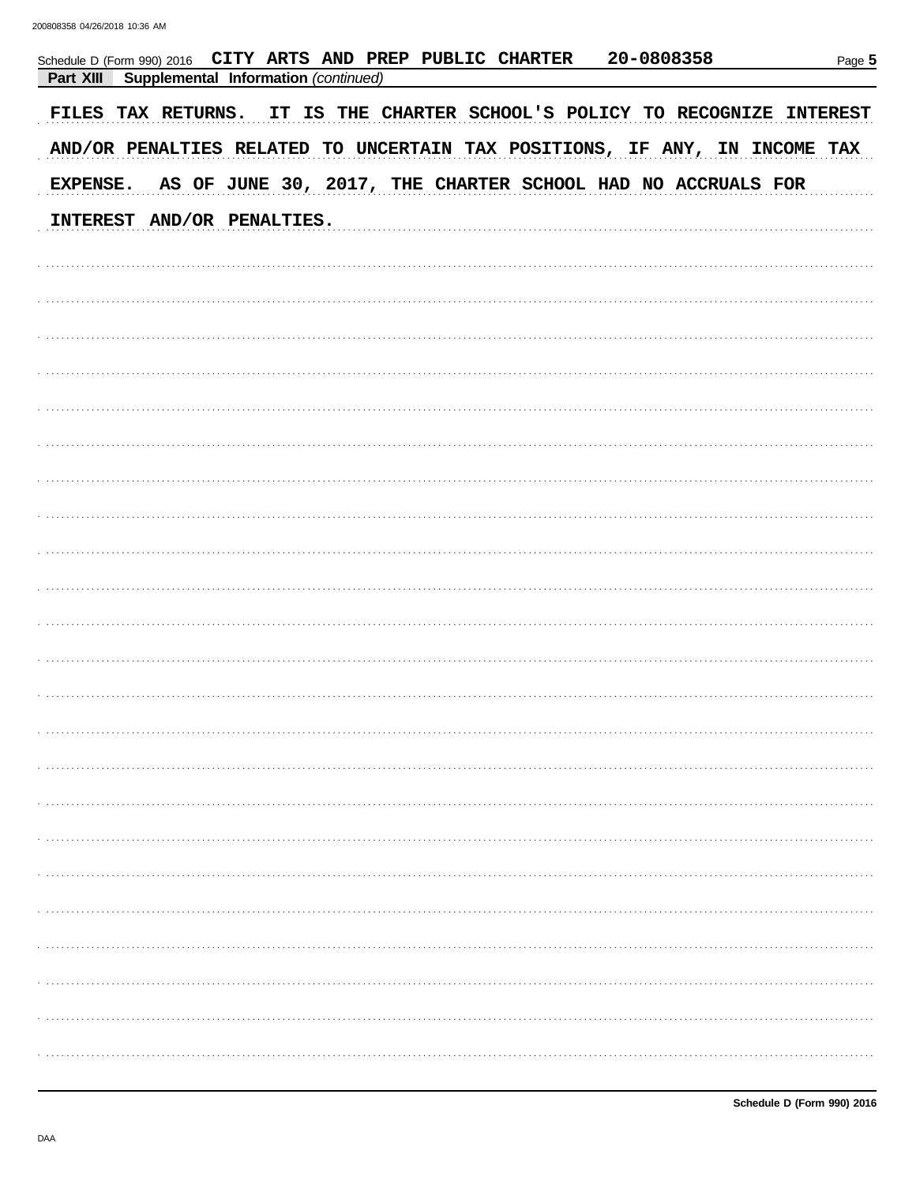Schedule D (Form 990) 2016 CITY ARTS AND PREP PUBLIC CHARTER 20-0808358

**Part XIII Supplemental Information** *(continued)*

FILES TAX RETURNS. IT IS THE CHARTER SCHOOL'S POLICY TO RECOGNIZE INTEREST AND/OR PENALTIES RELATED TO UNCERTAIN TAX POSITIONS, IF ANY, IN INCOME TAX EXPENSE. AS OF JUNE 30, 2017, THE CHARTER SCHOOL HAD NO ACCRUALS FOR INTEREST AND/OR PENALTIES.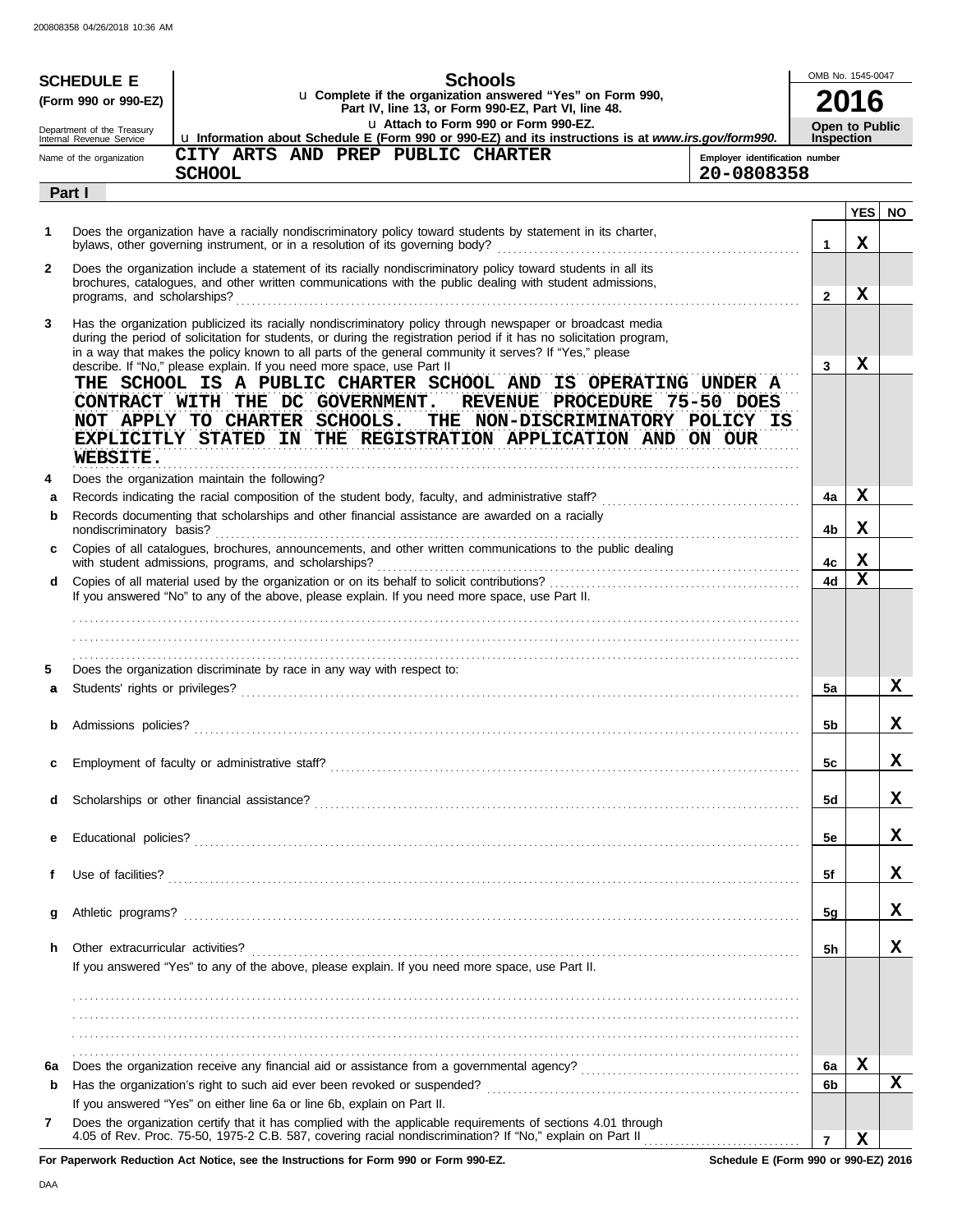**SCHEDULE E**
**(Form 990 or 990-EZ)**

Department of the Treasury
Internal Revenue Service

# Schools

u **Complete if the organization answered "Yes" on Form 990, Part IV, line 13, or Form 990-EZ, Part VI, line 48.**
u **Attach to Form 990 or Form 990-EZ.**
u **Information about Schedule E (Form 990 or 990-EZ) and its instructions is at *www.irs.gov/form990.***

OMB No. 1545-0047
**2016**
**Open to Public Inspection**

Name of the organization: **CITY ARTS AND PREP PUBLIC CHARTER SCHOOL**
Employer identification number: **20-0808358**

## Part I

| | | | YES | NO |
|---|---|---|---|---|
| **1** | Does the organization have a racially nondiscriminatory policy toward students by statement in its charter, bylaws, other governing instrument, or in a resolution of its governing body? | **1** | X | |
| **2** | Does the organization include a statement of its racially nondiscriminatory policy toward students in all its brochures, catalogues, and other written communications with the public dealing with student admissions, programs, and scholarships? | **2** | X | |
| **3** | Has the organization publicized its racially nondiscriminatory policy through newspaper or broadcast media during the period of solicitation for students, or during the registration period if it has no solicitation program, in a way that makes the policy known to all parts of the general community it serves? If "Yes," please describe. If "No," please explain. If you need more space, use Part II | **3** | X | |

THE SCHOOL IS A PUBLIC CHARTER SCHOOL AND IS OPERATING UNDER A CONTRACT WITH THE DC GOVERNMENT. REVENUE PROCEDURE 75-50 DOES NOT APPLY TO CHARTER SCHOOLS. THE NON-DISCRIMINATORY POLICY IS EXPLICITLY STATED IN THE REGISTRATION APPLICATION AND ON OUR WEBSITE.

| | | | YES | NO |
|---|---|---|---|---|
| **4** | Does the organization maintain the following? | | | |
| **a** | Records indicating the racial composition of the student body, faculty, and administrative staff? | **4a** | X | |
| **b** | Records documenting that scholarships and other financial assistance are awarded on a racially nondiscriminatory basis? | **4b** | X | |
| **c** | Copies of all catalogues, brochures, announcements, and other written communications to the public dealing with student admissions, programs, and scholarships? | **4c** | X | |
| **d** | Copies of all material used by the organization or on its behalf to solicit contributions? | **4d** | X | |
| | If you answered "No" to any of the above, please explain. If you need more space, use Part II. | | | |
| **5** | Does the organization discriminate by race in any way with respect to: | | | |
| **a** | Students' rights or privileges? | **5a** | | X |
| **b** | Admissions policies? | **5b** | | X |
| **c** | Employment of faculty or administrative staff? | **5c** | | X |
| **d** | Scholarships or other financial assistance? | **5d** | | X |
| **e** | Educational policies? | **5e** | | X |
| **f** | Use of facilities? | **5f** | | X |
| **g** | Athletic programs? | **5g** | | X |
| **h** | Other extracurricular activities? | **5h** | | X |
| | If you answered "Yes" to any of the above, please explain. If you need more space, use Part II. | | | |
| **6a** | Does the organization receive any financial aid or assistance from a governmental agency? | **6a** | X | |
| **b** | Has the organization's right to such aid ever been revoked or suspended? | **6b** | | X |
| | If you answered "Yes" on either line 6a or line 6b, explain on Part II. | | | |
| **7** | Does the organization certify that it has complied with the applicable requirements of sections 4.01 through 4.05 of Rev. Proc. 75-50, 1975-2 C.B. 587, covering racial nondiscrimination? If "No," explain on Part II | **7** | X | |

**For Paperwork Reduction Act Notice, see the Instructions for Form 990 or Form 990-EZ.** **Schedule E (Form 990 or 990-EZ) 2016**

DAA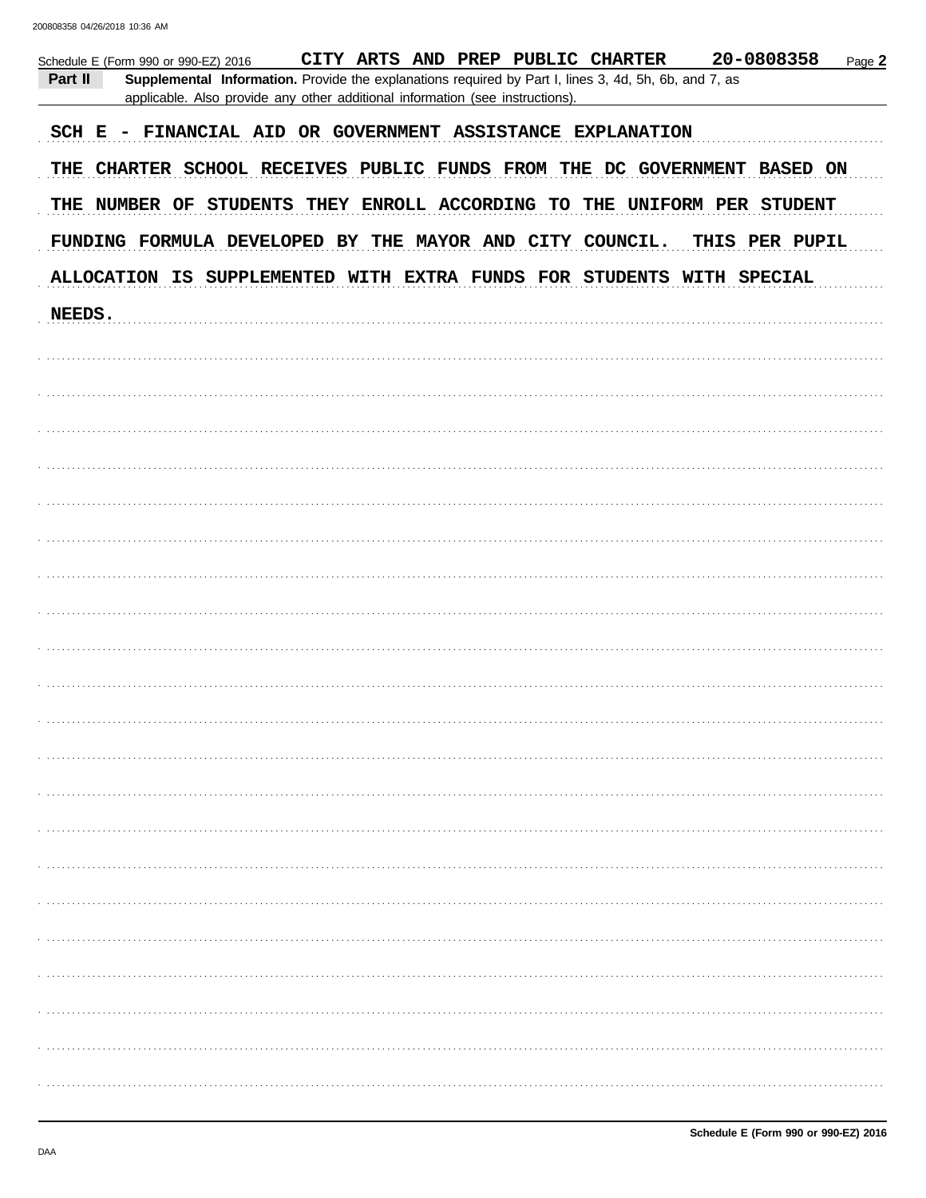Schedule E (Form 990 or 990-EZ) 2016 CITY ARTS AND PREP PUBLIC CHARTER 20-0808358 Page **2**

**Part II** **Supplemental Information.** Provide the explanations required by Part I, lines 3, 4d, 5h, 6b, and 7, as applicable. Also provide any other additional information (see instructions).

SCH E - FINANCIAL AID OR GOVERNMENT ASSISTANCE EXPLANATION

THE CHARTER SCHOOL RECEIVES PUBLIC FUNDS FROM THE DC GOVERNMENT BASED ON THE NUMBER OF STUDENTS THEY ENROLL ACCORDING TO THE UNIFORM PER STUDENT FUNDING FORMULA DEVELOPED BY THE MAYOR AND CITY COUNCIL. THIS PER PUPIL ALLOCATION IS SUPPLEMENTED WITH EXTRA FUNDS FOR STUDENTS WITH SPECIAL NEEDS.

Schedule E (Form 990 or 990-EZ) 2016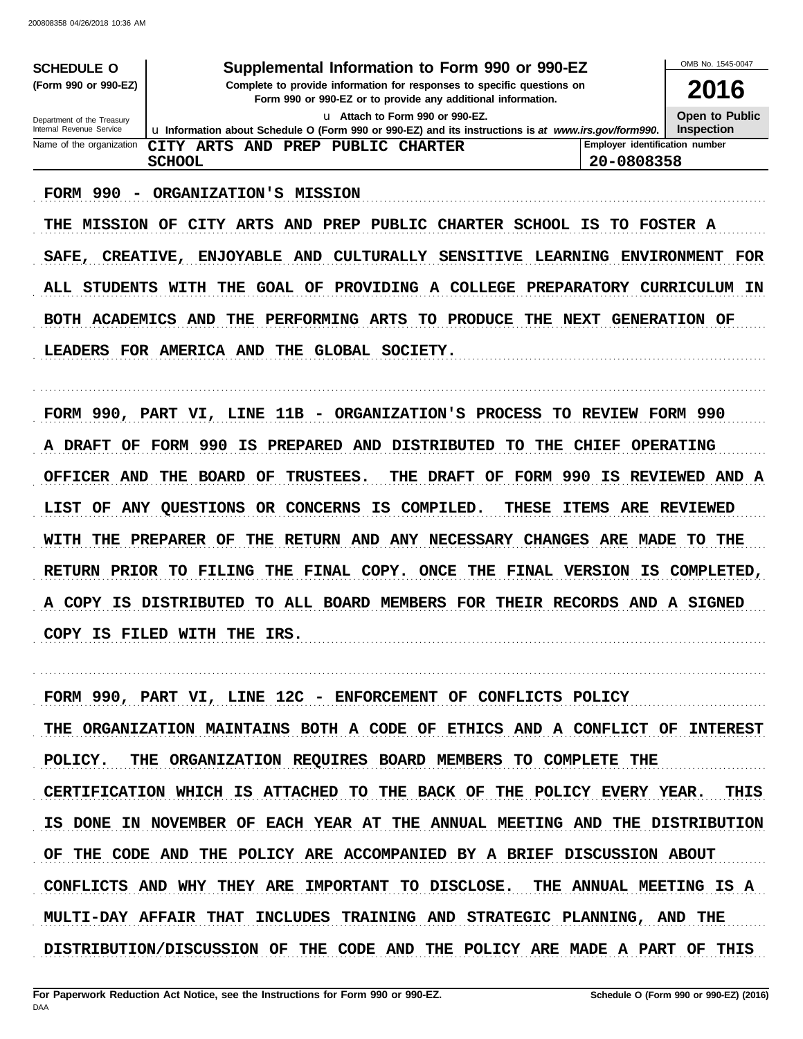**SCHEDULE O**
**(Form 990 or 990-EZ)**

Department of the Treasury
Internal Revenue Service

# Supplemental Information to Form 990 or 990-EZ

**Complete to provide information for responses to specific questions on Form 990 or 990-EZ or to provide any additional information.**

u Attach to Form 990 or 990-EZ.

u Information about Schedule O (Form 990 or 990-EZ) and its instructions is at *www.irs.gov/form990*.

OMB No. 1545-0047

**2016**

**Open to Public Inspection**

| Name of the organization | Employer identification number |
|---|---|
| CITY ARTS AND PREP PUBLIC CHARTER SCHOOL | 20-0808358 |

FORM 990 - ORGANIZATION'S MISSION

THE MISSION OF CITY ARTS AND PREP PUBLIC CHARTER SCHOOL IS TO FOSTER A SAFE, CREATIVE, ENJOYABLE AND CULTURALLY SENSITIVE LEARNING ENVIRONMENT FOR ALL STUDENTS WITH THE GOAL OF PROVIDING A COLLEGE PREPARATORY CURRICULUM IN BOTH ACADEMICS AND THE PERFORMING ARTS TO PRODUCE THE NEXT GENERATION OF LEADERS FOR AMERICA AND THE GLOBAL SOCIETY.

FORM 990, PART VI, LINE 11B - ORGANIZATION'S PROCESS TO REVIEW FORM 990

A DRAFT OF FORM 990 IS PREPARED AND DISTRIBUTED TO THE CHIEF OPERATING OFFICER AND THE BOARD OF TRUSTEES. THE DRAFT OF FORM 990 IS REVIEWED AND A LIST OF ANY QUESTIONS OR CONCERNS IS COMPILED. THESE ITEMS ARE REVIEWED WITH THE PREPARER OF THE RETURN AND ANY NECESSARY CHANGES ARE MADE TO THE RETURN PRIOR TO FILING THE FINAL COPY. ONCE THE FINAL VERSION IS COMPLETED, A COPY IS DISTRIBUTED TO ALL BOARD MEMBERS FOR THEIR RECORDS AND A SIGNED COPY IS FILED WITH THE IRS.

FORM 990, PART VI, LINE 12C - ENFORCEMENT OF CONFLICTS POLICY

THE ORGANIZATION MAINTAINS BOTH A CODE OF ETHICS AND A CONFLICT OF INTEREST POLICY. THE ORGANIZATION REQUIRES BOARD MEMBERS TO COMPLETE THE CERTIFICATION WHICH IS ATTACHED TO THE BACK OF THE POLICY EVERY YEAR. THIS IS DONE IN NOVEMBER OF EACH YEAR AT THE ANNUAL MEETING AND THE DISTRIBUTION OF THE CODE AND THE POLICY ARE ACCOMPANIED BY A BRIEF DISCUSSION ABOUT CONFLICTS AND WHY THEY ARE IMPORTANT TO DISCLOSE. THE ANNUAL MEETING IS A MULTI-DAY AFFAIR THAT INCLUDES TRAINING AND STRATEGIC PLANNING, AND THE DISTRIBUTION/DISCUSSION OF THE CODE AND THE POLICY ARE MADE A PART OF THIS

**For Paperwork Reduction Act Notice, see the Instructions for Form 990 or 990-EZ.**

**Schedule O (Form 990 or 990-EZ) (2016)**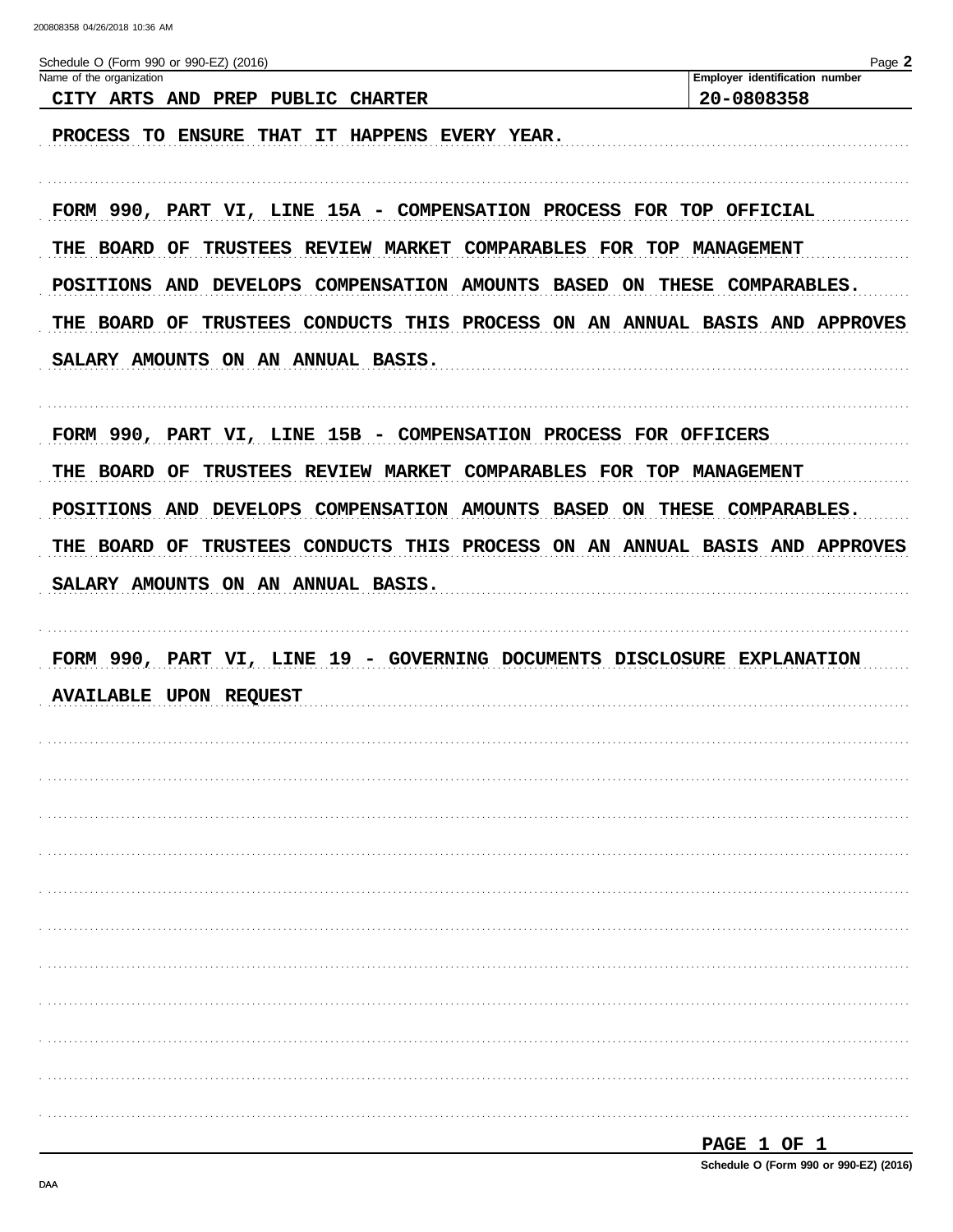Schedule O (Form 990 or 990-EZ) (2016)

| Name of the organization | Employer identification number |
| --- | --- |
| CITY ARTS AND PREP PUBLIC CHARTER | 20-0808358 |

PROCESS TO ENSURE THAT IT HAPPENS EVERY YEAR.

FORM 990, PART VI, LINE 15A - COMPENSATION PROCESS FOR TOP OFFICIAL

THE BOARD OF TRUSTEES REVIEW MARKET COMPARABLES FOR TOP MANAGEMENT POSITIONS AND DEVELOPS COMPENSATION AMOUNTS BASED ON THESE COMPARABLES. THE BOARD OF TRUSTEES CONDUCTS THIS PROCESS ON AN ANNUAL BASIS AND APPROVES SALARY AMOUNTS ON AN ANNUAL BASIS.

FORM 990, PART VI, LINE 15B - COMPENSATION PROCESS FOR OFFICERS

THE BOARD OF TRUSTEES REVIEW MARKET COMPARABLES FOR TOP MANAGEMENT POSITIONS AND DEVELOPS COMPENSATION AMOUNTS BASED ON THESE COMPARABLES. THE BOARD OF TRUSTEES CONDUCTS THIS PROCESS ON AN ANNUAL BASIS AND APPROVES SALARY AMOUNTS ON AN ANNUAL BASIS.

FORM 990, PART VI, LINE 19 - GOVERNING DOCUMENTS DISCLOSURE EXPLANATION

AVAILABLE UPON REQUEST

PAGE 1 OF 1